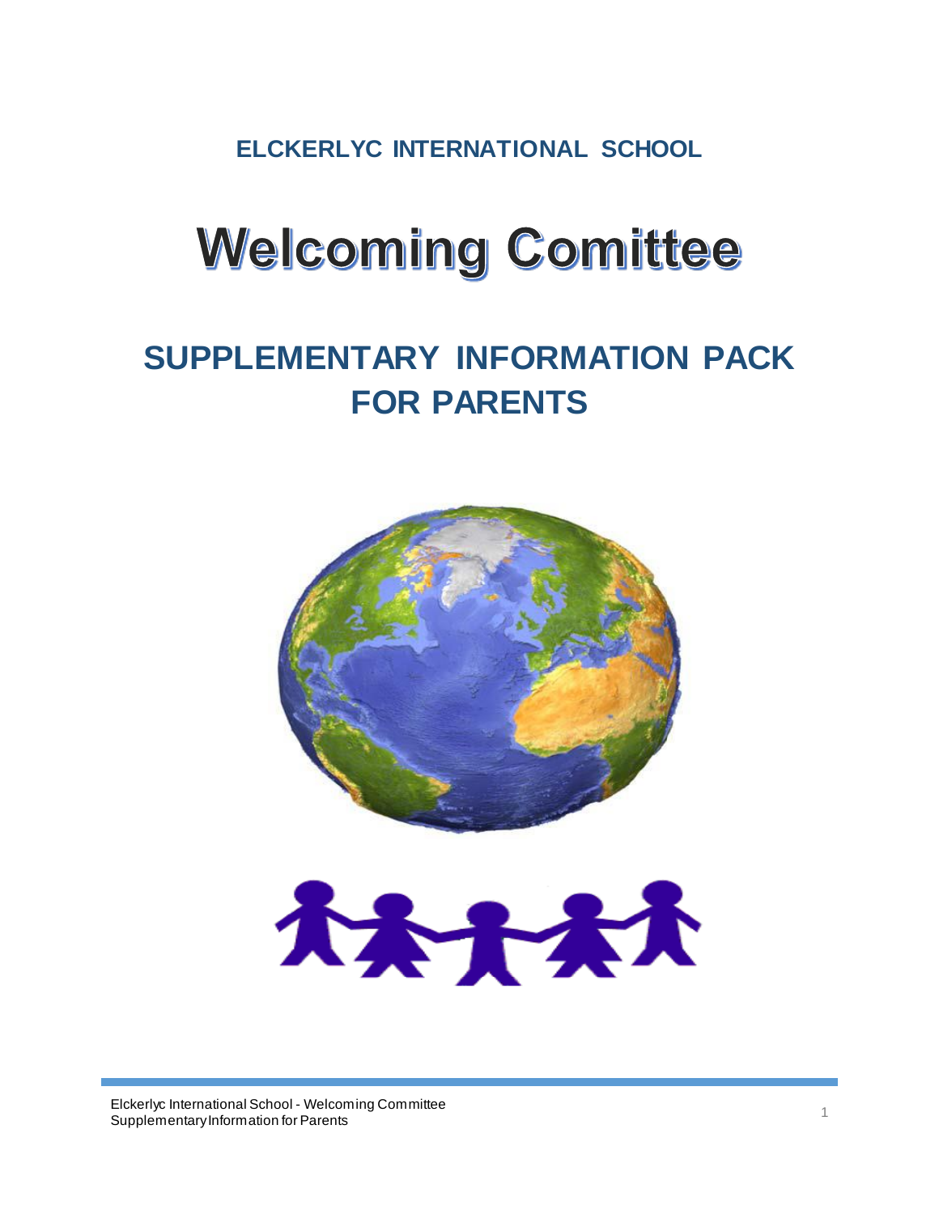**ELCKERLYC INTERNATIONAL SCHOOL**

# Welcoming Comittee

## SUPPLEMENTARY INFORMATION PACK FOR PARENTS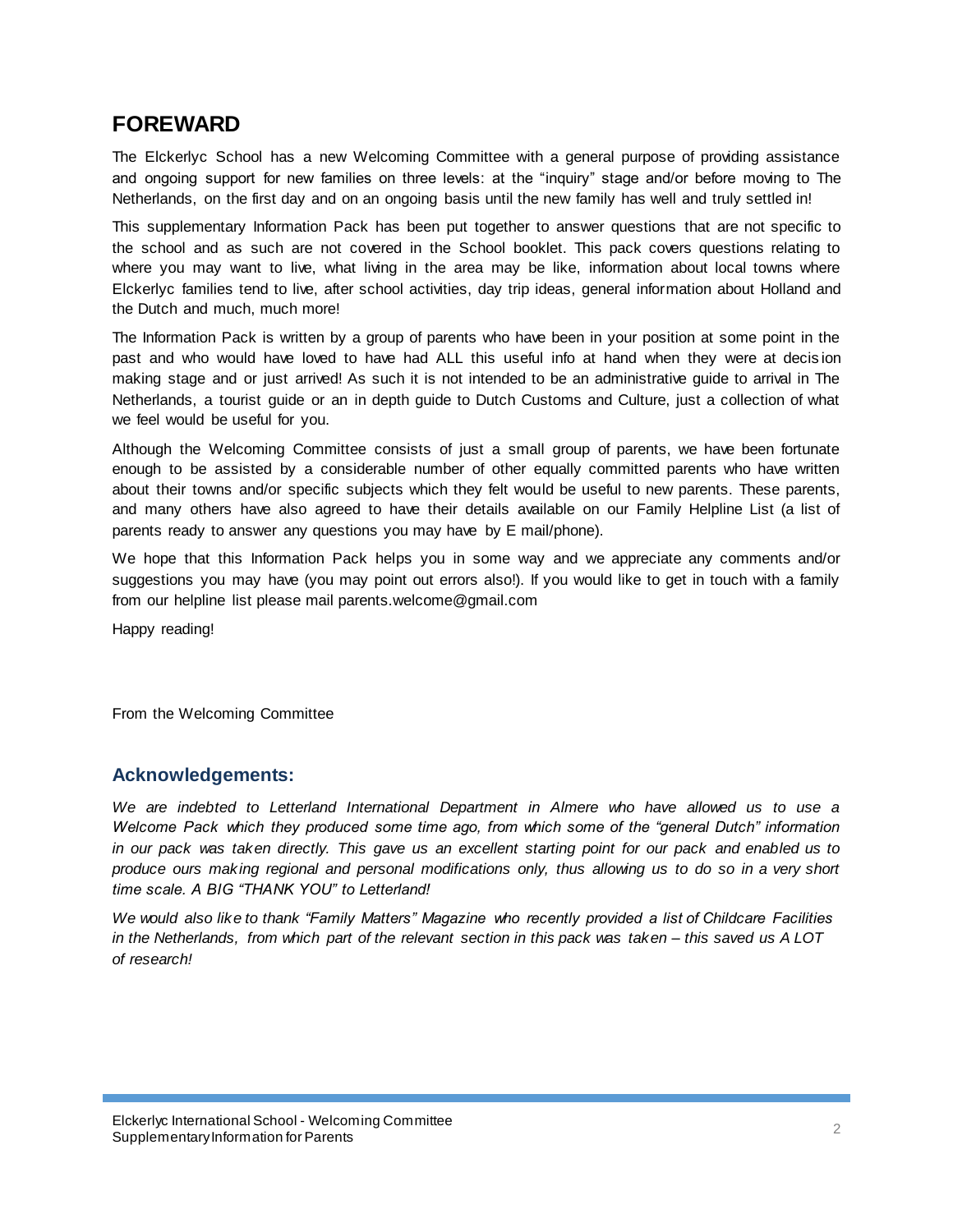## FOREWARD

The Elckerlyc School has a new Welcoming Committee with a general purpose of providing assistance and ongoing support for new families on three levels: at the "inquiry" stage and/or before moving to The Netherlands, on the first day and on an ongoing basis until the new family has well and truly settled in!

This supplementary Information Pack has been put together to answer questions that are not specific to the school and as such are not covered in the School booklet. This pack covers questions relating to where you may want to live, what living in the area may be like, information about local towns where Elckerlyc families tend to live, after school activities, day trip ideas, general information about Holland and the Dutch and much, much more!

The Information Pack is written by a group of parents who have been in your position at some point in the past and who would have loved to have had ALL this useful info at hand when they were at decision making stage and or just arrived! As such it is not intended to be an administrative guide to arrival in The Netherlands, a tourist guide or an in depth guide to Dutch Customs and Culture, just a collection of what we feel would be useful for you.

Although the Welcoming Committee consists of just a small group of parents, we have been fortunate enough to be assisted by a considerable number of other equally committed parents who have written about their towns and/or specific subjects which they felt would be useful to new parents. These parents, and many others have also agreed to have their details available on our Family Helpline List (a list of parents ready to answer any questions you may have by E mail/phone).

We hope that this Information Pack helps you in some way and we appreciate any comments and/or suggestions you may have (you may point out errors also!). If you would like to get in touch with a family from our helpline list please mail parents.welcome@gmail.com

Happy reading!

From the Welcoming Committee

### Acknowledgements:

*We are indebted to Letterland International Department in Almere who have allowed us to use a Welcome Pack which they produced some time ago, from which some of the "general Dutch" information in our pack was taken directly. This gave us an excellent starting point for our pack and enabled us to produce ours making regional and personal modifications only, thus allowing us to do so in a very short time scale. A BIG "THANK YOU" to Letterland!*

*We would also like to thank "Family Matters" Magazine who recently provided a list of Childcare Facilities in the Netherlands, from which part of the relevant section in this pack was taken – this saved us A LOT of research!*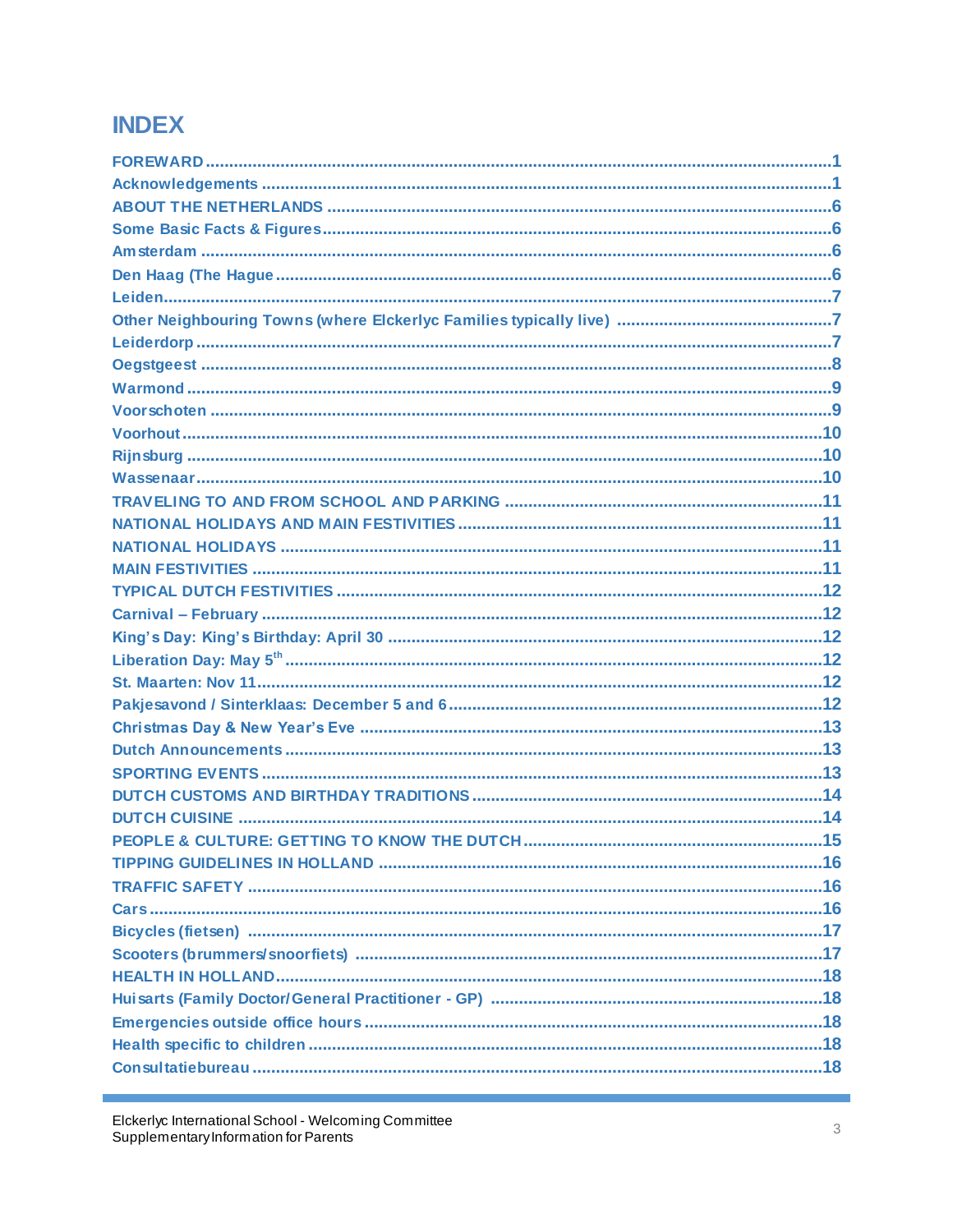# INDEX

FOREWARD ....................................................................................................................1
Acknowledgements .......................................................................................................1
ABOUT THE NETHERLANDS ..........................................................................................6
Some Basic Facts & Figures...........................................................................................6
Amsterdam .....................................................................................................................6
Den Haag (The Hague ....................................................................................................6
Leiden.............................................................................................................................7
Other Neighbouring Towns (where Elckerlyc Families typically live) ..............................7
Leiderdorp ......................................................................................................................7
Oegstgeest .....................................................................................................................8
Warmond ........................................................................................................................9
Voorschoten ...................................................................................................................9
Voorhout.......................................................................................................................10
Rijnsburg ......................................................................................................................10
Wassenaar....................................................................................................................10
TRAVELING TO AND FROM SCHOOL AND PARKING ...................................................11
NATIONAL HOLIDAYS AND MAIN FESTIVITIES..............................................................11
NATIONAL HOLIDAYS ..................................................................................................11
MAIN FESTIVITIES ........................................................................................................11
TYPICAL DUTCH FESTIVITIES ......................................................................................12
Carnival – February ......................................................................................................12
King's Day: King's Birthday: April 30 ...........................................................................12
Liberation Day: May 5th ................................................................................................12
St. Maarten: Nov 11......................................................................................................12
Pakjesavond / Sinterklaas: December 5 and 6..............................................................12
Christmas Day & New Year's Eve .................................................................................13
Dutch Announcements .................................................................................................13
SPORTING EVENTS .....................................................................................................13
DUTCH CUSTOMS AND BIRTHDAY TRADITIONS..........................................................14
DUTCH CUISINE ..........................................................................................................14
PEOPLE & CULTURE: GETTING TO KNOW THE DUTCH...............................................15
TIPPING GUIDELINES IN HOLLAND .............................................................................16
TRAFFIC SAFETY ........................................................................................................16
Cars..............................................................................................................................16
Bicycles (fietsen) .........................................................................................................17
Scooters (brummers/snoorfiets) ..................................................................................17
HEALTH IN HOLLAND...................................................................................................18
Huisarts (Family Doctor/General Practitioner - GP) ......................................................18
Emergencies outside office hours .................................................................................18
Health specific to children .............................................................................................18
Consultatiebureau ........................................................................................................18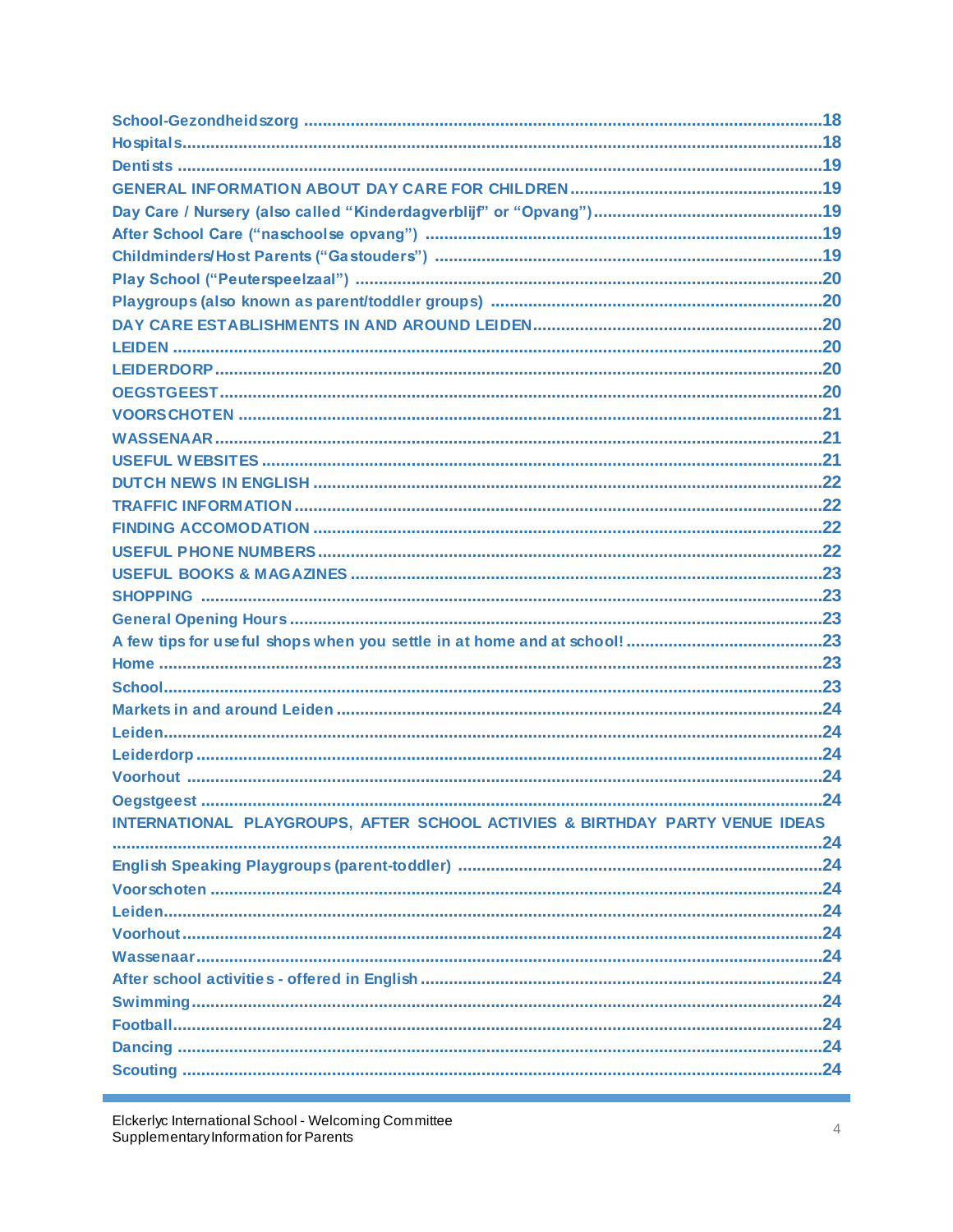School-Gezondheidszorg ....................................................................................................18
Hospitals.........................................................................................................................18
Dentists ..........................................................................................................................19
GENERAL INFORMATION ABOUT DAY CARE FOR CHILDREN ........................................19
Day Care / Nursery (also called "Kinderdagverblijf" or "Opvang")..................................19
After School Care ("naschoolse opvang") .......................................................................19
Childminders/Host Parents ("Gastouders") ....................................................................19
Play School ("Peuterspeelzaal") .....................................................................................20
Playgroups (also known as parent/toddler groups) ........................................................20
DAY CARE ESTABLISHMENTS IN AND AROUND LEIDEN..............................................20
LEIDEN ..........................................................................................................................20
LEIDERDORP..................................................................................................................20
OEGSTGEEST.................................................................................................................20
VOORSCHOTEN .............................................................................................................21
WASSENAAR...................................................................................................................21
USEFUL WEBSITES ........................................................................................................21
DUTCH NEWS IN ENGLISH ............................................................................................22
TRAFFIC INFORMATION .................................................................................................22
FINDING ACCOMODATION ............................................................................................22
USEFUL PHONE NUMBERS ............................................................................................22
USEFUL BOOKS & MAGAZINES .....................................................................................23
SHOPPING .....................................................................................................................23
General Opening Hours ..................................................................................................23
A few tips for useful shops when you settle in at home and at school! ...........................23
Home .............................................................................................................................23
School.............................................................................................................................23
Markets in and around Leiden ........................................................................................24
Leiden.............................................................................................................................24
Leiderdorp ......................................................................................................................24
Voorhout ........................................................................................................................24
Oegstgeest .....................................................................................................................24
INTERNATIONAL PLAYGROUPS, AFTER SCHOOL ACTIVIES & BIRTHDAY PARTY VENUE IDEAS .......................................................................................................................................24
English Speaking Playgroups (parent-toddler) ...............................................................24
Voorschoten ...................................................................................................................24
Leiden.............................................................................................................................24
Voorhout.........................................................................................................................24
Wassenaar......................................................................................................................24
After school activities - offered in English ......................................................................24
Swimming.......................................................................................................................24
Football...........................................................................................................................24
Dancing ..........................................................................................................................24
Scouting .........................................................................................................................24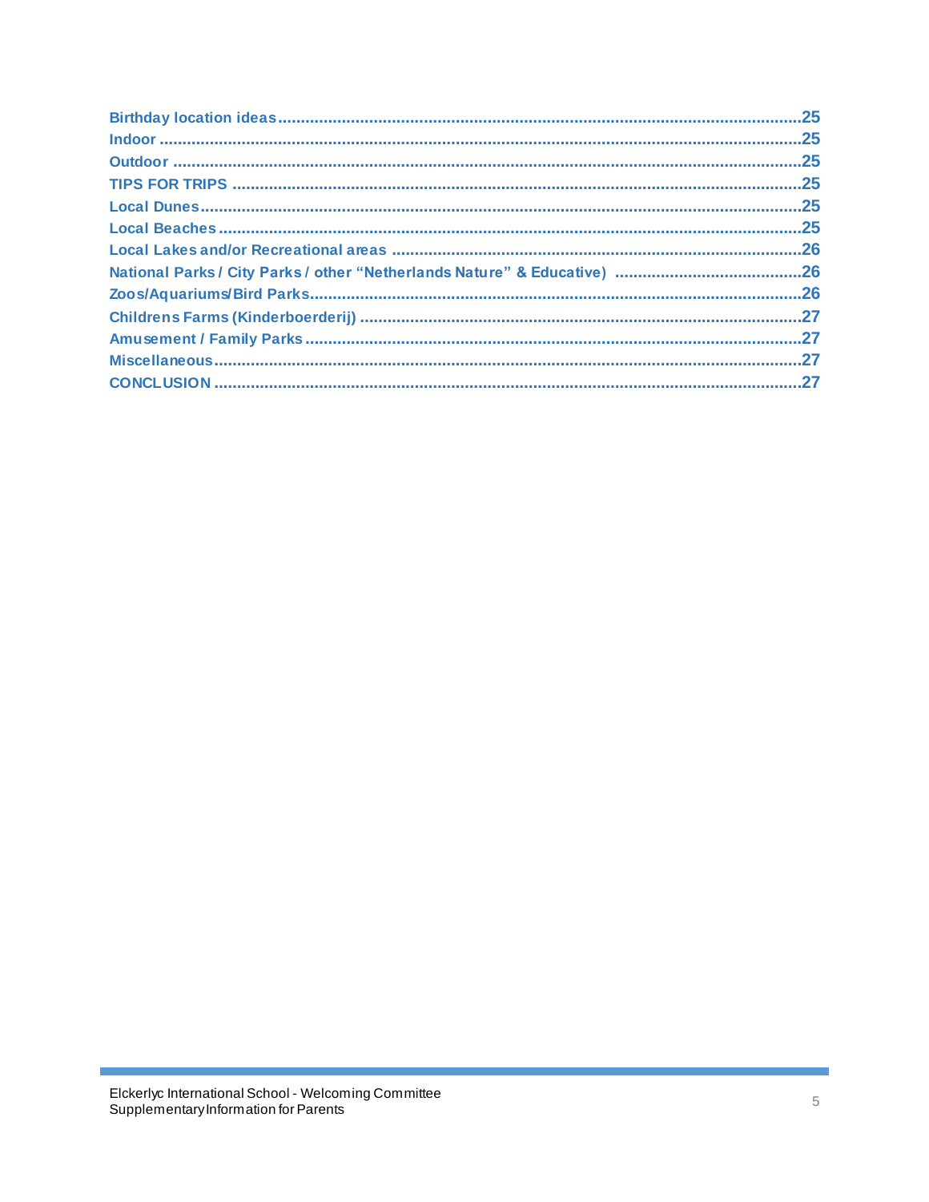Birthday location ideas..................25
Indoor..................25
Outdoor..................25
TIPS FOR TRIPS..................25
Local Dunes..................25
Local Beaches..................25
Local Lakes and/or Recreational areas..................26
National Parks / City Parks / other "Netherlands Nature" & Educative)..................26
Zoos/Aquariums/Bird Parks..................26
Childrens Farms (Kinderboerderij)..................27
Amusement / Family Parks..................27
Miscellaneous..................27
CONCLUSION..................27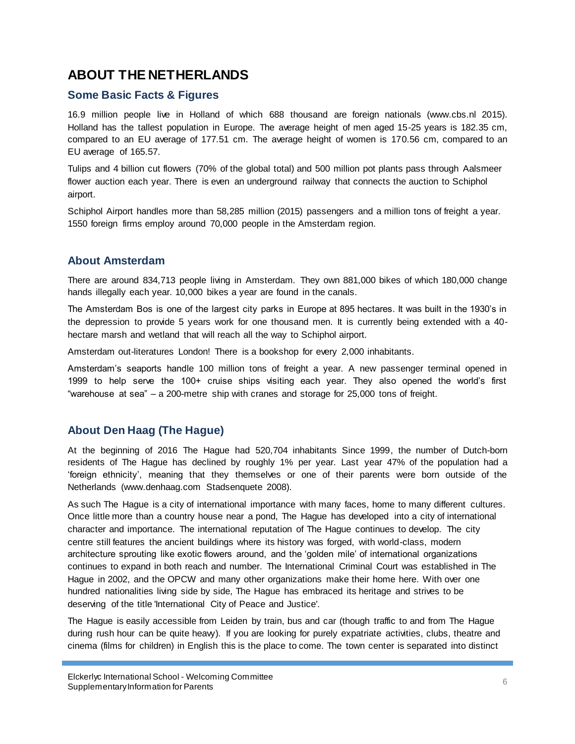# ABOUT THE NETHERLANDS

## Some Basic Facts & Figures

16.9 million people live in Holland of which 688 thousand are foreign nationals (www.cbs.nl 2015). Holland has the tallest population in Europe. The average height of men aged 15-25 years is 182.35 cm, compared to an EU average of 177.51 cm. The average height of women is 170.56 cm, compared to an EU average of 165.57.

Tulips and 4 billion cut flowers (70% of the global total) and 500 million pot plants pass through Aalsmeer flower auction each year. There is even an underground railway that connects the auction to Schiphol airport.

Schiphol Airport handles more than 58,285 million (2015) passengers and a million tons of freight a year. 1550 foreign firms employ around 70,000 people in the Amsterdam region.

## About Amsterdam

There are around 834,713 people living in Amsterdam. They own 881,000 bikes of which 180,000 change hands illegally each year. 10,000 bikes a year are found in the canals.

The Amsterdam Bos is one of the largest city parks in Europe at 895 hectares. It was built in the 1930's in the depression to provide 5 years work for one thousand men. It is currently being extended with a 40-hectare marsh and wetland that will reach all the way to Schiphol airport.

Amsterdam out-literatures London! There is a bookshop for every 2,000 inhabitants.

Amsterdam's seaports handle 100 million tons of freight a year. A new passenger terminal opened in 1999 to help serve the 100+ cruise ships visiting each year. They also opened the world's first "warehouse at sea" – a 200-metre ship with cranes and storage for 25,000 tons of freight.

## About Den Haag (The Hague)

At the beginning of 2016 The Hague had 520,704 inhabitants Since 1999, the number of Dutch-born residents of The Hague has declined by roughly 1% per year. Last year 47% of the population had a 'foreign ethnicity', meaning that they themselves or one of their parents were born outside of the Netherlands (www.denhaag.com Stadsenquete 2008).

As such The Hague is a city of international importance with many faces, home to many different cultures. Once little more than a country house near a pond, The Hague has developed into a city of international character and importance. The international reputation of The Hague continues to develop. The city centre still features the ancient buildings where its history was forged, with world-class, modern architecture sprouting like exotic flowers around, and the 'golden mile' of international organizations continues to expand in both reach and number. The International Criminal Court was established in The Hague in 2002, and the OPCW and many other organizations make their home here. With over one hundred nationalities living side by side, The Hague has embraced its heritage and strives to be deserving of the title 'International City of Peace and Justice'.

The Hague is easily accessible from Leiden by train, bus and car (though traffic to and from The Hague during rush hour can be quite heavy). If you are looking for purely expatriate activities, clubs, theatre and cinema (films for children) in English this is the place to come. The town center is separated into distinct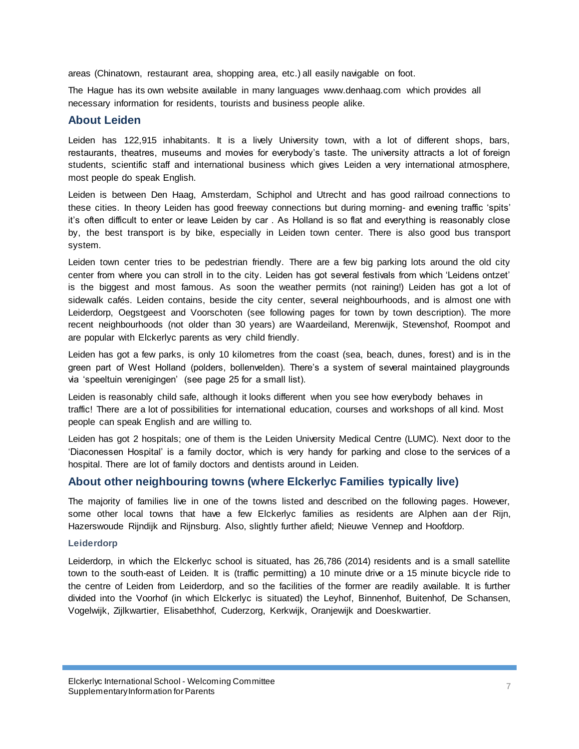areas (Chinatown, restaurant area, shopping area, etc.) all easily navigable on foot.

The Hague has its own website available in many languages www.denhaag.com which provides all necessary information for residents, tourists and business people alike.

## About Leiden

Leiden has 122,915 inhabitants. It is a lively University town, with a lot of different shops, bars, restaurants, theatres, museums and movies for everybody's taste. The university attracts a lot of foreign students, scientific staff and international business which gives Leiden a very international atmosphere, most people do speak English.

Leiden is between Den Haag, Amsterdam, Schiphol and Utrecht and has good railroad connections to these cities. In theory Leiden has good freeway connections but during morning- and evening traffic 'spits' it's often difficult to enter or leave Leiden by car . As Holland is so flat and everything is reasonably close by, the best transport is by bike, especially in Leiden town center. There is also good bus transport system.

Leiden town center tries to be pedestrian friendly. There are a few big parking lots around the old city center from where you can stroll in to the city. Leiden has got several festivals from which 'Leidens ontzet' is the biggest and most famous. As soon the weather permits (not raining!) Leiden has got a lot of sidewalk cafés. Leiden contains, beside the city center, several neighbourhoods, and is almost one with Leiderdorp, Oegstgeest and Voorschoten (see following pages for town by town description). The more recent neighbourhoods (not older than 30 years) are Waardeiland, Merenwijk, Stevenshof, Roompot and are popular with Elckerlyc parents as very child friendly.

Leiden has got a few parks, is only 10 kilometres from the coast (sea, beach, dunes, forest) and is in the green part of West Holland (polders, bollenvelden). There's a system of several maintained playgrounds via 'speeltuin verenigingen' (see page 25 for a small list).

Leiden is reasonably child safe, although it looks different when you see how everybody behaves in traffic! There are a lot of possibilities for international education, courses and workshops of all kind. Most people can speak English and are willing to.

Leiden has got 2 hospitals; one of them is the Leiden University Medical Centre (LUMC). Next door to the 'Diaconessen Hospital' is a family doctor, which is very handy for parking and close to the services of a hospital. There are lot of family doctors and dentists around in Leiden.

## About other neighbouring towns (where Elckerlyc Families typically live)

The majority of families live in one of the towns listed and described on the following pages. However, some other local towns that have a few Elckerlyc families as residents are Alphen aan der Rijn, Hazerswoude Rijndijk and Rijnsburg. Also, slightly further afield; Nieuwe Vennep and Hoofdorp.

### Leiderdorp

Leiderdorp, in which the Elckerlyc school is situated, has 26,786 (2014) residents and is a small satellite town to the south-east of Leiden. It is (traffic permitting) a 10 minute drive or a 15 minute bicycle ride to the centre of Leiden from Leiderdorp, and so the facilities of the former are readily available. It is further divided into the Voorhof (in which Elckerlyc is situated) the Leyhof, Binnenhof, Buitenhof, De Schansen, Vogelwijk, Zijlkwartier, Elisabethhof, Cuderzorg, Kerkwijk, Oranjewijk and Doeskwartier.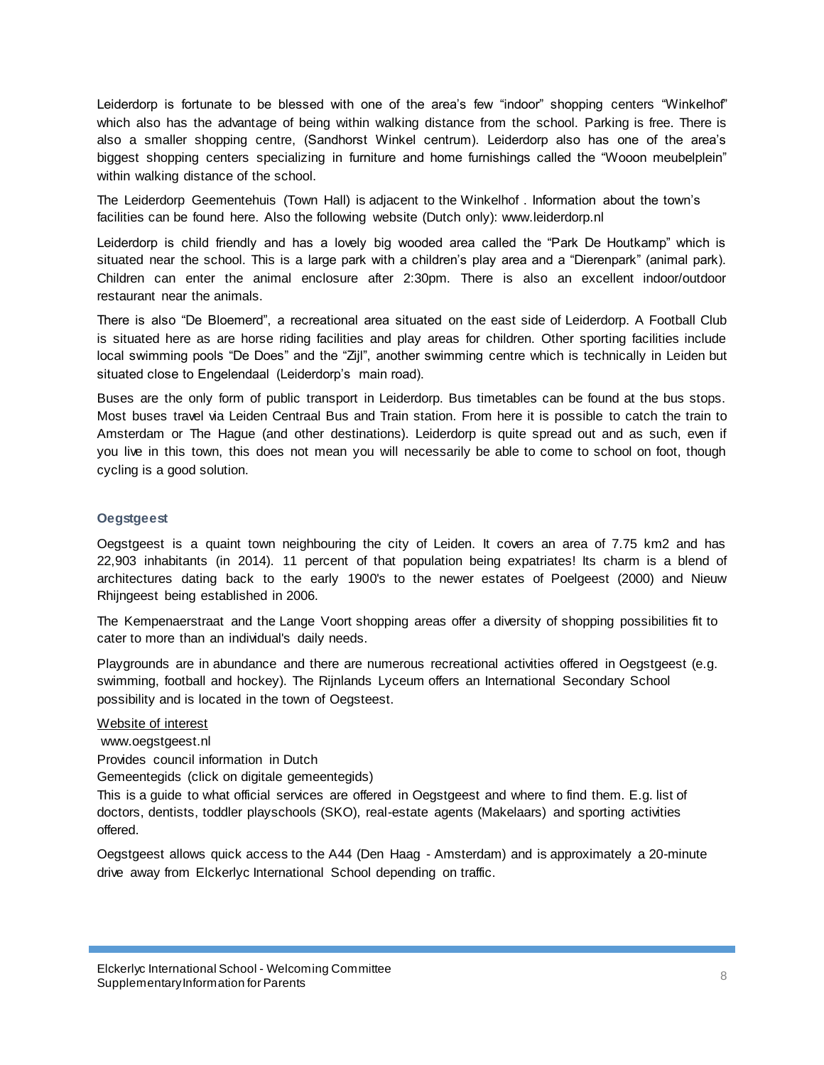Leiderdorp is fortunate to be blessed with one of the area's few "indoor" shopping centers "Winkelhof" which also has the advantage of being within walking distance from the school. Parking is free. There is also a smaller shopping centre, (Sandhorst Winkel centrum). Leiderdorp also has one of the area's biggest shopping centers specializing in furniture and home furnishings called the "Wooon meubelplein" within walking distance of the school.

The Leiderdorp Geementehuis (Town Hall) is adjacent to the Winkelhof . Information about the town's facilities can be found here. Also the following website (Dutch only): www.leiderdorp.nl

Leiderdorp is child friendly and has a lovely big wooded area called the "Park De Houtkamp" which is situated near the school. This is a large park with a children's play area and a "Dierenpark" (animal park). Children can enter the animal enclosure after 2:30pm. There is also an excellent indoor/outdoor restaurant near the animals.

There is also "De Bloemerd", a recreational area situated on the east side of Leiderdorp. A Football Club is situated here as are horse riding facilities and play areas for children. Other sporting facilities include local swimming pools "De Does" and the "Zijl", another swimming centre which is technically in Leiden but situated close to Engelendaal (Leiderdorp's main road).

Buses are the only form of public transport in Leiderdorp. Bus timetables can be found at the bus stops. Most buses travel via Leiden Centraal Bus and Train station. From here it is possible to catch the train to Amsterdam or The Hague (and other destinations). Leiderdorp is quite spread out and as such, even if you live in this town, this does not mean you will necessarily be able to come to school on foot, though cycling is a good solution.

### Oegstgeest

Oegstgeest is a quaint town neighbouring the city of Leiden. It covers an area of 7.75 km2 and has 22,903 inhabitants (in 2014). 11 percent of that population being expatriates! Its charm is a blend of architectures dating back to the early 1900's to the newer estates of Poelgeest (2000) and Nieuw Rhijngeest being established in 2006.

The Kempenaerstraat and the Lange Voort shopping areas offer a diversity of shopping possibilities fit to cater to more than an individual's daily needs.

Playgrounds are in abundance and there are numerous recreational activities offered in Oegstgeest (e.g. swimming, football and hockey). The Rijnlands Lyceum offers an International Secondary School possibility and is located in the town of Oegsteest.

<u>Website of interest</u>
www.oegstgeest.nl
Provides council information in Dutch
Gemeentegids (click on digitale gemeentegids)
This is a guide to what official services are offered in Oegstgeest and where to find them. E.g. list of doctors, dentists, toddler playschools (SKO), real-estate agents (Makelaars) and sporting activities offered.

Oegstgeest allows quick access to the A44 (Den Haag - Amsterdam) and is approximately a 20-minute drive away from Elckerlyc International School depending on traffic.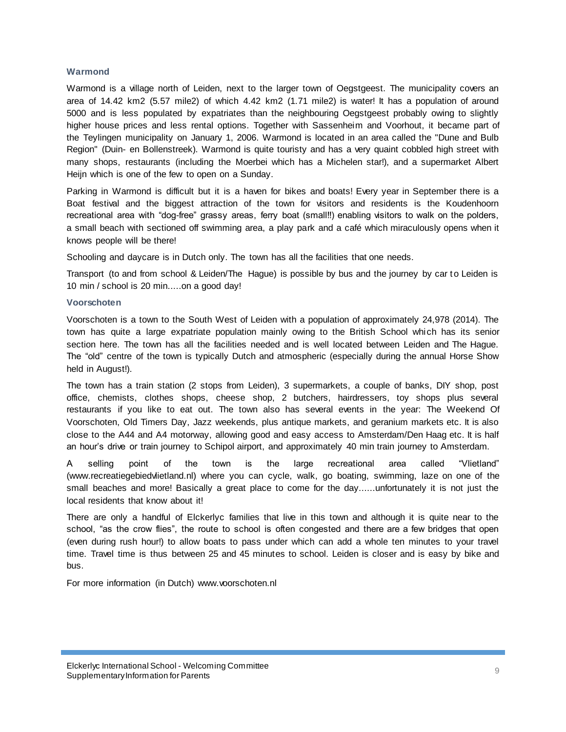### Warmond

Warmond is a village north of Leiden, next to the larger town of Oegstgeest. The municipality covers an area of 14.42 km2 (5.57 mile2) of which 4.42 km2 (1.71 mile2) is water! It has a population of around 5000 and is less populated by expatriates than the neighbouring Oegstgeest probably owing to slightly higher house prices and less rental options. Together with Sassenheim and Voorhout, it became part of the Teylingen municipality on January 1, 2006. Warmond is located in an area called the "Dune and Bulb Region" (Duin- en Bollenstreek). Warmond is quite touristy and has a very quaint cobbled high street with many shops, restaurants (including the Moerbei which has a Michelen star!), and a supermarket Albert Heijn which is one of the few to open on a Sunday.

Parking in Warmond is difficult but it is a haven for bikes and boats! Every year in September there is a Boat festival and the biggest attraction of the town for visitors and residents is the Koudenhoorn recreational area with "dog-free" grassy areas, ferry boat (small!!) enabling visitors to walk on the polders, a small beach with sectioned off swimming area, a play park and a café which miraculously opens when it knows people will be there!

Schooling and daycare is in Dutch only. The town has all the facilities that one needs.

Transport (to and from school & Leiden/The Hague) is possible by bus and the journey by car to Leiden is 10 min / school is 20 min.....on a good day!

### Voorschoten

Voorschoten is a town to the South West of Leiden with a population of approximately 24,978 (2014). The town has quite a large expatriate population mainly owing to the British School which has its senior section here. The town has all the facilities needed and is well located between Leiden and The Hague. The "old" centre of the town is typically Dutch and atmospheric (especially during the annual Horse Show held in August!).

The town has a train station (2 stops from Leiden), 3 supermarkets, a couple of banks, DIY shop, post office, chemists, clothes shops, cheese shop, 2 butchers, hairdressers, toy shops plus several restaurants if you like to eat out. The town also has several events in the year: The Weekend Of Voorschoten, Old Timers Day, Jazz weekends, plus antique markets, and geranium markets etc. It is also close to the A44 and A4 motorway, allowing good and easy access to Amsterdam/Den Haag etc. It is half an hour's drive or train journey to Schipol airport, and approximately 40 min train journey to Amsterdam.

A selling point of the town is the large recreational area called "Vlietland" (www.recreatiegebiedvlietland.nl) where you can cycle, walk, go boating, swimming, laze on one of the small beaches and more! Basically a great place to come for the day......unfortunately it is not just the local residents that know about it!

There are only a handful of Elckerlyc families that live in this town and although it is quite near to the school, "as the crow flies", the route to school is often congested and there are a few bridges that open (even during rush hour!) to allow boats to pass under which can add a whole ten minutes to your travel time. Travel time is thus between 25 and 45 minutes to school. Leiden is closer and is easy by bike and bus.

For more information (in Dutch) www.voorschoten.nl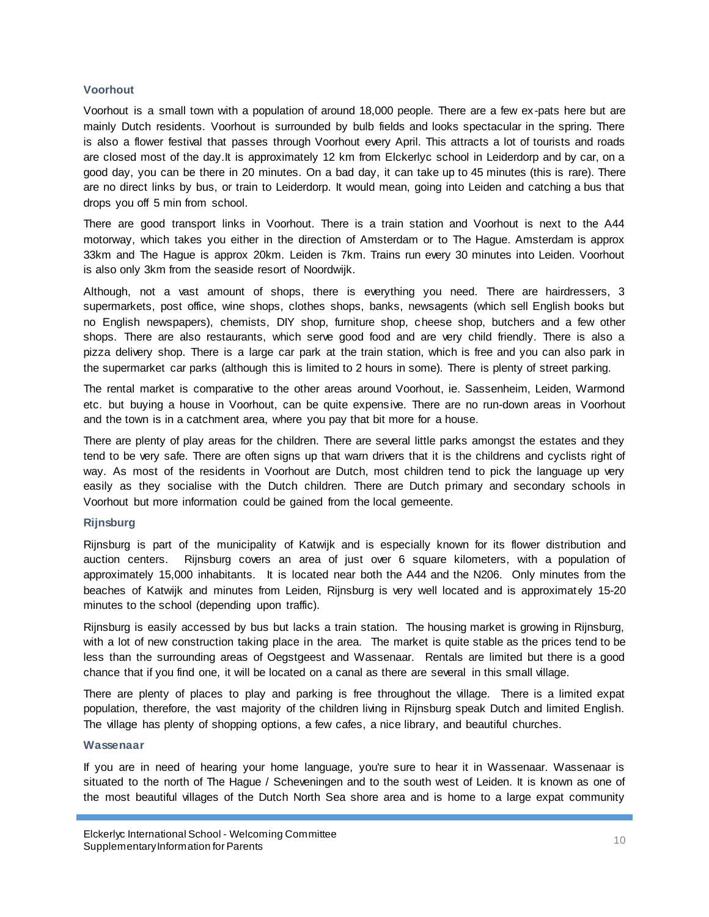### Voorhout

Voorhout is a small town with a population of around 18,000 people. There are a few ex-pats here but are mainly Dutch residents. Voorhout is surrounded by bulb fields and looks spectacular in the spring. There is also a flower festival that passes through Voorhout every April. This attracts a lot of tourists and roads are closed most of the day.It is approximately 12 km from Elckerlyc school in Leiderdorp and by car, on a good day, you can be there in 20 minutes. On a bad day, it can take up to 45 minutes (this is rare). There are no direct links by bus, or train to Leiderdorp. It would mean, going into Leiden and catching a bus that drops you off 5 min from school.

There are good transport links in Voorhout. There is a train station and Voorhout is next to the A44 motorway, which takes you either in the direction of Amsterdam or to The Hague. Amsterdam is approx 33km and The Hague is approx 20km. Leiden is 7km. Trains run every 30 minutes into Leiden. Voorhout is also only 3km from the seaside resort of Noordwijk.

Although, not a vast amount of shops, there is everything you need. There are hairdressers, 3 supermarkets, post office, wine shops, clothes shops, banks, newsagents (which sell English books but no English newspapers), chemists, DIY shop, furniture shop, cheese shop, butchers and a few other shops. There are also restaurants, which serve good food and are very child friendly. There is also a pizza delivery shop. There is a large car park at the train station, which is free and you can also park in the supermarket car parks (although this is limited to 2 hours in some). There is plenty of street parking.

The rental market is comparative to the other areas around Voorhout, ie. Sassenheim, Leiden, Warmond etc. but buying a house in Voorhout, can be quite expensive. There are no run-down areas in Voorhout and the town is in a catchment area, where you pay that bit more for a house.

There are plenty of play areas for the children. There are several little parks amongst the estates and they tend to be very safe. There are often signs up that warn drivers that it is the childrens and cyclists right of way. As most of the residents in Voorhout are Dutch, most children tend to pick the language up very easily as they socialise with the Dutch children. There are Dutch primary and secondary schools in Voorhout but more information could be gained from the local gemeente.

### Rijnsburg

Rijnsburg is part of the municipality of Katwijk and is especially known for its flower distribution and auction centers. Rijnsburg covers an area of just over 6 square kilometers, with a population of approximately 15,000 inhabitants. It is located near both the A44 and the N206. Only minutes from the beaches of Katwijk and minutes from Leiden, Rijnsburg is very well located and is approximately 15-20 minutes to the school (depending upon traffic).

Rijnsburg is easily accessed by bus but lacks a train station. The housing market is growing in Rijnsburg, with a lot of new construction taking place in the area. The market is quite stable as the prices tend to be less than the surrounding areas of Oegstgeest and Wassenaar. Rentals are limited but there is a good chance that if you find one, it will be located on a canal as there are several in this small village.

There are plenty of places to play and parking is free throughout the village. There is a limited expat population, therefore, the vast majority of the children living in Rijnsburg speak Dutch and limited English. The village has plenty of shopping options, a few cafes, a nice library, and beautiful churches.

### Wassenaar

If you are in need of hearing your home language, you're sure to hear it in Wassenaar. Wassenaar is situated to the north of The Hague / Scheveningen and to the south west of Leiden. It is known as one of the most beautiful villages of the Dutch North Sea shore area and is home to a large expat community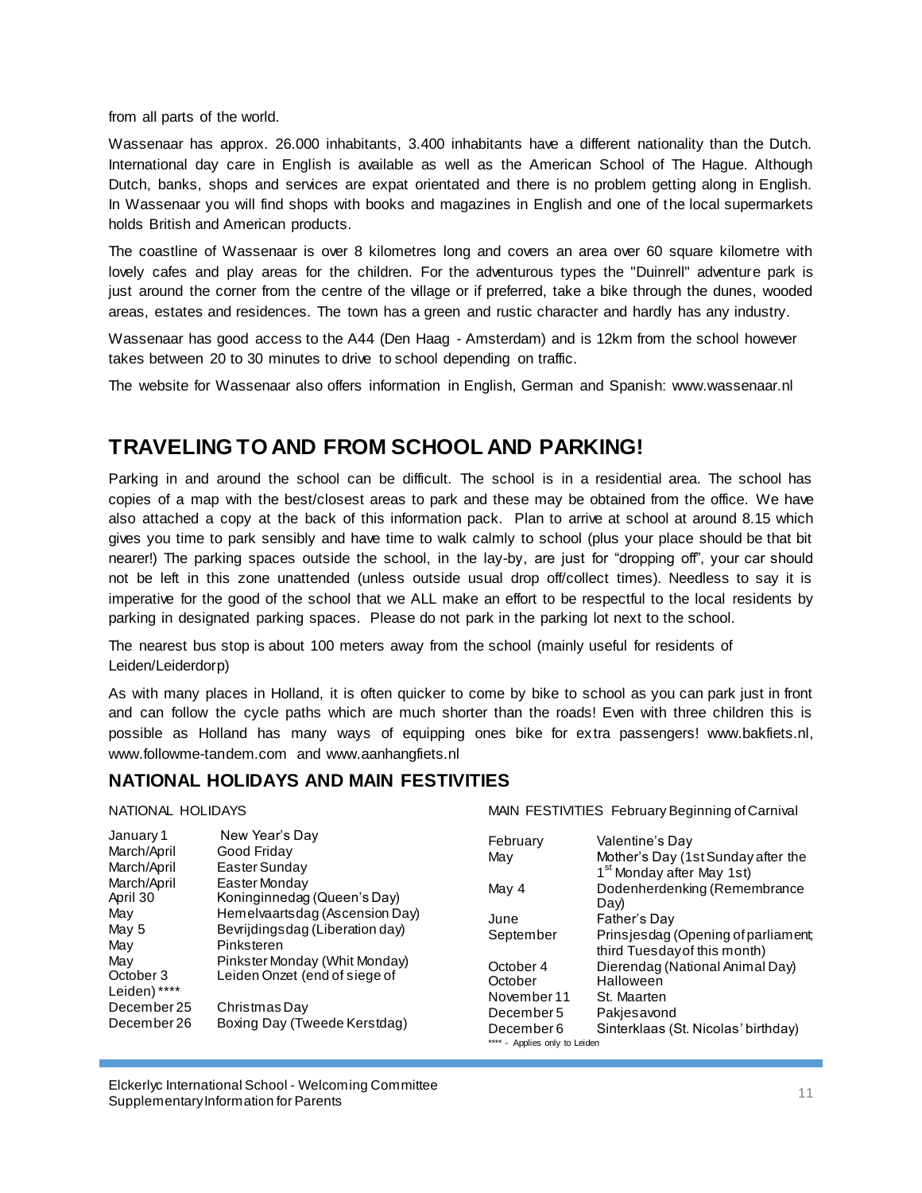from all parts of the world.

Wassenaar has approx. 26.000 inhabitants, 3.400 inhabitants have a different nationality than the Dutch. International day care in English is available as well as the American School of The Hague. Although Dutch, banks, shops and services are expat orientated and there is no problem getting along in English. In Wassenaar you will find shops with books and magazines in English and one of the local supermarkets holds British and American products.

The coastline of Wassenaar is over 8 kilometres long and covers an area over 60 square kilometre with lovely cafes and play areas for the children. For the adventurous types the "Duinrell" adventure park is just around the corner from the centre of the village or if preferred, take a bike through the dunes, wooded areas, estates and residences. The town has a green and rustic character and hardly has any industry.

Wassenaar has good access to the A44 (Den Haag - Amsterdam) and is 12km from the school however takes between 20 to 30 minutes to drive to school depending on traffic.

The website for Wassenaar also offers information in English, German and Spanish: www.wassenaar.nl

## TRAVELING TO AND FROM SCHOOL AND PARKING!

Parking in and around the school can be difficult. The school is in a residential area. The school has copies of a map with the best/closest areas to park and these may be obtained from the office. We have also attached a copy at the back of this information pack. Plan to arrive at school at around 8.15 which gives you time to park sensibly and have time to walk calmly to school (plus your place should be that bit nearer!) The parking spaces outside the school, in the lay-by, are just for "dropping off", your car should not be left in this zone unattended (unless outside usual drop off/collect times). Needless to say it is imperative for the good of the school that we ALL make an effort to be respectful to the local residents by parking in designated parking spaces. Please do not park in the parking lot next to the school.

The nearest bus stop is about 100 meters away from the school (mainly useful for residents of Leiden/Leiderdorp)

As with many places in Holland, it is often quicker to come by bike to school as you can park just in front and can follow the cycle paths which are much shorter than the roads! Even with three children this is possible as Holland has many ways of equipping ones bike for extra passengers! www.bakfiets.nl, www.followme-tandem.com and www.aanhangfiets.nl

### NATIONAL HOLIDAYS AND MAIN FESTIVITIES

NATIONAL HOLIDAYS

| Date | Holiday |
|---|---|
| January 1 | New Year's Day |
| March/April | Good Friday |
| March/April | Easter Sunday |
| March/April | Easter Monday |
| April 30 | Koninginnedag (Queen's Day) |
| May | Hemelvaartsdag (Ascension Day) |
| May 5 | Bevrijdingsdag (Liberation day) |
| May | Pinksteren |
| May | Pinkster Monday (Whit Monday) |
| October 3 | Leiden Onzet (end of siege of Leiden) **** |
| December 25 | Christmas Day |
| December 26 | Boxing Day (Tweede Kerstdag) |

MAIN FESTIVITIES February Beginning of Carnival

| Date | Festivity |
|---|---|
| February | Valentine's Day |
| May | Mother's Day (1st Sunday after the 1st Monday after May 1st) |
| May 4 | Dodenherdenking (Remembrance Day) |
| June | Father's Day |
| September | Prinsjesdag (Opening of parliament; third Tuesday of this month) |
| October 4 | Dierendag (National Animal Day) |
| October | Halloween |
| November 11 | St. Maarten |
| December 5 | Pakjesavond |
| December 6 | Sinterklaas (St. Nicolas' birthday) |

**** - Applies only to Leiden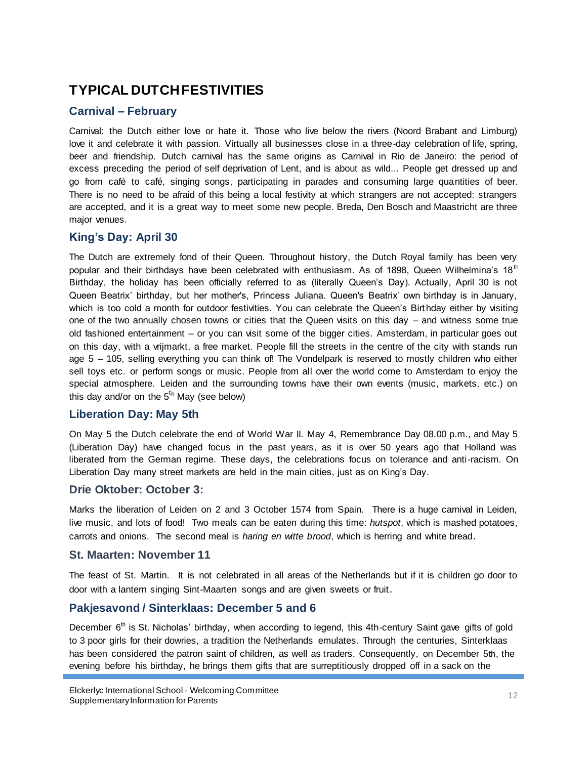# TYPICAL DUTCH FESTIVITIES

## Carnival – February

Carnival: the Dutch either love or hate it. Those who live below the rivers (Noord Brabant and Limburg) love it and celebrate it with passion. Virtually all businesses close in a three-day celebration of life, spring, beer and friendship. Dutch carnival has the same origins as Carnival in Rio de Janeiro: the period of excess preceding the period of self deprivation of Lent, and is about as wild... People get dressed up and go from café to café, singing songs, participating in parades and consuming large quantities of beer. There is no need to be afraid of this being a local festivity at which strangers are not accepted: strangers are accepted, and it is a great way to meet some new people. Breda, Den Bosch and Maastricht are three major venues.

## King's Day: April 30

The Dutch are extremely fond of their Queen. Throughout history, the Dutch Royal family has been very popular and their birthdays have been celebrated with enthusiasm. As of 1898, Queen Wilhelmina's 18th Birthday, the holiday has been officially referred to as (literally Queen's Day). Actually, April 30 is not Queen Beatrix' birthday, but her mother's, Princess Juliana. Queen's Beatrix' own birthday is in January, which is too cold a month for outdoor festivities. You can celebrate the Queen's Birthday either by visiting one of the two annually chosen towns or cities that the Queen visits on this day – and witness some true old fashioned entertainment – or you can visit some of the bigger cities. Amsterdam, in particular goes out on this day, with a vrijmarkt, a free market. People fill the streets in the centre of the city with stands run age 5 – 105, selling everything you can think of! The Vondelpark is reserved to mostly children who either sell toys etc. or perform songs or music. People from all over the world come to Amsterdam to enjoy the special atmosphere. Leiden and the surrounding towns have their own events (music, markets, etc.) on this day and/or on the 5th May (see below)

## Liberation Day: May 5th

On May 5 the Dutch celebrate the end of World War II. May 4, Remembrance Day 08.00 p.m., and May 5 (Liberation Day) have changed focus in the past years, as it is over 50 years ago that Holland was liberated from the German regime. These days, the celebrations focus on tolerance and anti-racism. On Liberation Day many street markets are held in the main cities, just as on King's Day.

## Drie Oktober: October 3:

Marks the liberation of Leiden on 2 and 3 October 1574 from Spain. There is a huge carnival in Leiden, live music, and lots of food! Two meals can be eaten during this time: *hutspot*, which is mashed potatoes, carrots and onions. The second meal is *haring en witte brood*, which is herring and white bread.

## St. Maarten: November 11

The feast of St. Martin. It is not celebrated in all areas of the Netherlands but if it is children go door to door with a lantern singing Sint-Maarten songs and are given sweets or fruit.

## Pakjesavond / Sinterklaas: December 5 and 6

December 6th is St. Nicholas' birthday, when according to legend, this 4th-century Saint gave gifts of gold to 3 poor girls for their dowries, a tradition the Netherlands emulates. Through the centuries, Sinterklaas has been considered the patron saint of children, as well as traders. Consequently, on December 5th, the evening before his birthday, he brings them gifts that are surreptitiously dropped off in a sack on the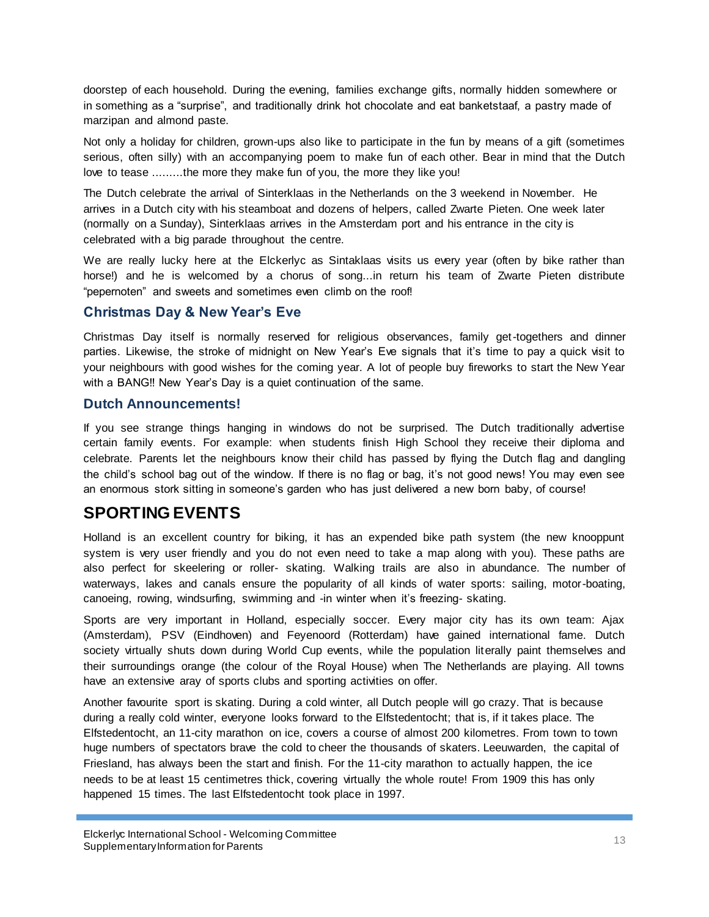doorstep of each household. During the evening, families exchange gifts, normally hidden somewhere or in something as a "surprise", and traditionally drink hot chocolate and eat banketstaaf, a pastry made of marzipan and almond paste.

Not only a holiday for children, grown-ups also like to participate in the fun by means of a gift (sometimes serious, often silly) with an accompanying poem to make fun of each other. Bear in mind that the Dutch love to tease ………the more they make fun of you, the more they like you!

The Dutch celebrate the arrival of Sinterklaas in the Netherlands on the 3 weekend in November. He arrives in a Dutch city with his steamboat and dozens of helpers, called Zwarte Pieten. One week later (normally on a Sunday), Sinterklaas arrives in the Amsterdam port and his entrance in the city is celebrated with a big parade throughout the centre.

We are really lucky here at the Elckerlyc as Sintaklaas visits us every year (often by bike rather than horse!) and he is welcomed by a chorus of song...in return his team of Zwarte Pieten distribute "pepernoten" and sweets and sometimes even climb on the roof!

### Christmas Day & New Year's Eve

Christmas Day itself is normally reserved for religious observances, family get-togethers and dinner parties. Likewise, the stroke of midnight on New Year's Eve signals that it's time to pay a quick visit to your neighbours with good wishes for the coming year. A lot of people buy fireworks to start the New Year with a BANG!! New Year's Day is a quiet continuation of the same.

### Dutch Announcements!

If you see strange things hanging in windows do not be surprised. The Dutch traditionally advertise certain family events. For example: when students finish High School they receive their diploma and celebrate. Parents let the neighbours know their child has passed by flying the Dutch flag and dangling the child's school bag out of the window. If there is no flag or bag, it's not good news! You may even see an enormous stork sitting in someone's garden who has just delivered a new born baby, of course!

## SPORTING EVENTS

Holland is an excellent country for biking, it has an expended bike path system (the new knooppunt system is very user friendly and you do not even need to take a map along with you). These paths are also perfect for skeelering or roller- skating. Walking trails are also in abundance. The number of waterways, lakes and canals ensure the popularity of all kinds of water sports: sailing, motor-boating, canoeing, rowing, windsurfing, swimming and -in winter when it's freezing- skating.

Sports are very important in Holland, especially soccer. Every major city has its own team: Ajax (Amsterdam), PSV (Eindhoven) and Feyenoord (Rotterdam) have gained international fame. Dutch society virtually shuts down during World Cup events, while the population literally paint themselves and their surroundings orange (the colour of the Royal House) when The Netherlands are playing. All towns have an extensive aray of sports clubs and sporting activities on offer.

Another favourite sport is skating. During a cold winter, all Dutch people will go crazy. That is because during a really cold winter, everyone looks forward to the Elfstedentocht; that is, if it takes place. The Elfstedentocht, an 11-city marathon on ice, covers a course of almost 200 kilometres. From town to town huge numbers of spectators brave the cold to cheer the thousands of skaters. Leeuwarden, the capital of Friesland, has always been the start and finish. For the 11-city marathon to actually happen, the ice needs to be at least 15 centimetres thick, covering virtually the whole route! From 1909 this has only happened 15 times. The last Elfstedentocht took place in 1997.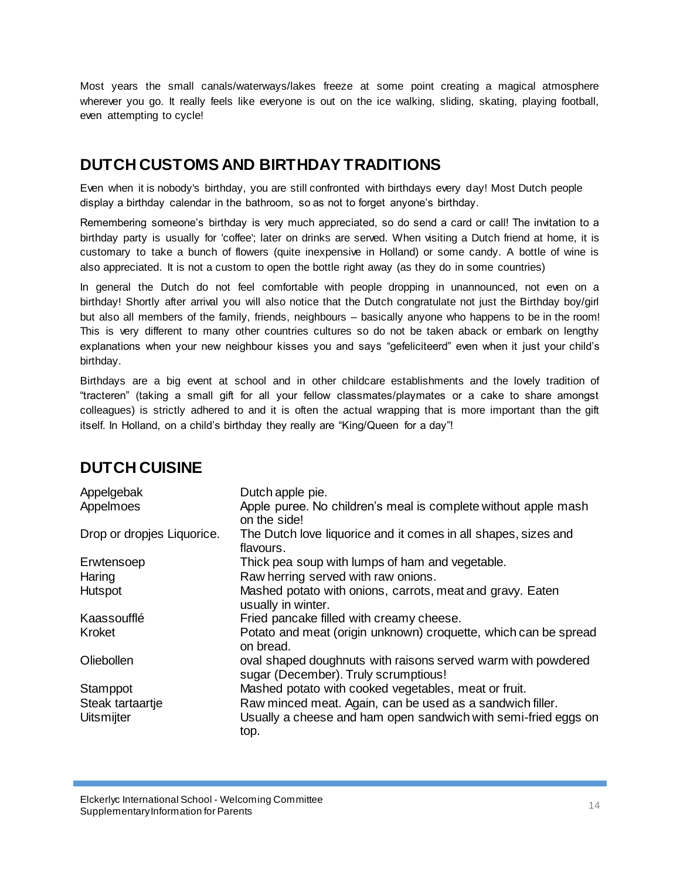Most years the small canals/waterways/lakes freeze at some point creating a magical atmosphere wherever you go. It really feels like everyone is out on the ice walking, sliding, skating, playing football, even attempting to cycle!

## DUTCH CUSTOMS AND BIRTHDAY TRADITIONS

Even when it is nobody's birthday, you are still confronted with birthdays every day! Most Dutch people display a birthday calendar in the bathroom, so as not to forget anyone's birthday.

Remembering someone's birthday is very much appreciated, so do send a card or call! The invitation to a birthday party is usually for 'coffee'; later on drinks are served. When visiting a Dutch friend at home, it is customary to take a bunch of flowers (quite inexpensive in Holland) or some candy. A bottle of wine is also appreciated. It is not a custom to open the bottle right away (as they do in some countries)

In general the Dutch do not feel comfortable with people dropping in unannounced, not even on a birthday! Shortly after arrival you will also notice that the Dutch congratulate not just the Birthday boy/girl but also all members of the family, friends, neighbours – basically anyone who happens to be in the room! This is very different to many other countries cultures so do not be taken aback or embark on lengthy explanations when your new neighbour kisses you and says "gefeliciteerd" even when it just your child's birthday.

Birthdays are a big event at school and in other childcare establishments and the lovely tradition of "tracteren" (taking a small gift for all your fellow classmates/playmates or a cake to share amongst colleagues) is strictly adhered to and it is often the actual wrapping that is more important than the gift itself. In Holland, on a child's birthday they really are "King/Queen for a day"!

## DUTCH CUISINE

| | |
|---|---|
| Appelgebak | Dutch apple pie. |
| Appelmoes | Apple puree. No children's meal is complete without apple mash on the side! |
| Drop or dropjes Liquorice. | The Dutch love liquorice and it comes in all shapes, sizes and flavours. |
| Erwtensoep | Thick pea soup with lumps of ham and vegetable. |
| Haring | Raw herring served with raw onions. |
| Hutspot | Mashed potato with onions, carrots, meat and gravy. Eaten usually in winter. |
| Kaassoufflé | Fried pancake filled with creamy cheese. |
| Kroket | Potato and meat (origin unknown) croquette, which can be spread on bread. |
| Oliebollen | oval shaped doughnuts with raisons served warm with powdered sugar (December). Truly scrumptious! |
| Stamppot | Mashed potato with cooked vegetables, meat or fruit. |
| Steak tartaartje | Raw minced meat. Again, can be used as a sandwich filler. |
| Uitsmijter | Usually a cheese and ham open sandwich with semi-fried eggs on top. |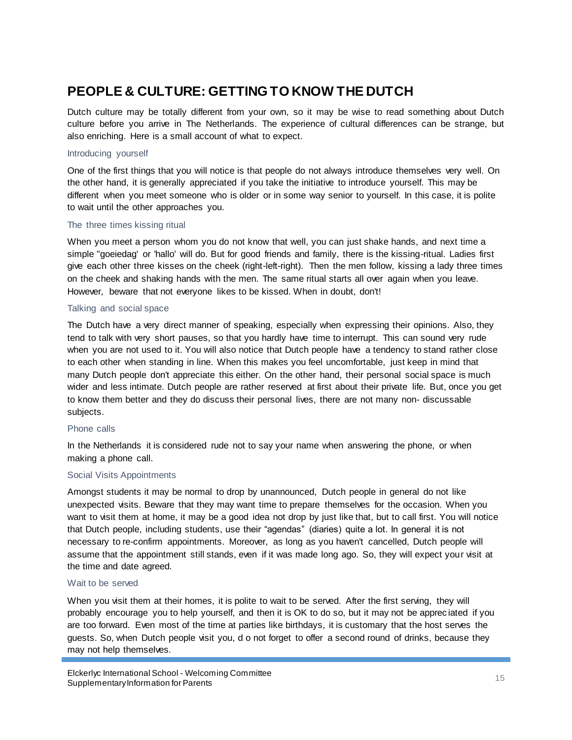# PEOPLE & CULTURE: GETTING TO KNOW THE DUTCH

Dutch culture may be totally different from your own, so it may be wise to read something about Dutch culture before you arrive in The Netherlands. The experience of cultural differences can be strange, but also enriching. Here is a small account of what to expect.

### Introducing yourself

One of the first things that you will notice is that people do not always introduce themselves very well. On the other hand, it is generally appreciated if you take the initiative to introduce yourself. This may be different when you meet someone who is older or in some way senior to yourself. In this case, it is polite to wait until the other approaches you.

### The three times kissing ritual

When you meet a person whom you do not know that well, you can just shake hands, and next time a simple "goeiedag" or 'hallo' will do. But for good friends and family, there is the kissing-ritual. Ladies first give each other three kisses on the cheek (right-left-right). Then the men follow, kissing a lady three times on the cheek and shaking hands with the men. The same ritual starts all over again when you leave. However, beware that not everyone likes to be kissed. When in doubt, don't!

### Talking and social space

The Dutch have a very direct manner of speaking, especially when expressing their opinions. Also, they tend to talk with very short pauses, so that you hardly have time to interrupt. This can sound very rude when you are not used to it. You will also notice that Dutch people have a tendency to stand rather close to each other when standing in line. When this makes you feel uncomfortable, just keep in mind that many Dutch people don't appreciate this either. On the other hand, their personal social space is much wider and less intimate. Dutch people are rather reserved at first about their private life. But, once you get to know them better and they do discuss their personal lives, there are not many non- discussable subjects.

### Phone calls

In the Netherlands it is considered rude not to say your name when answering the phone, or when making a phone call.

### Social Visits Appointments

Amongst students it may be normal to drop by unannounced, Dutch people in general do not like unexpected visits. Beware that they may want time to prepare themselves for the occasion. When you want to visit them at home, it may be a good idea not drop by just like that, but to call first. You will notice that Dutch people, including students, use their "agendas" (diaries) quite a lot. In general it is not necessary to re-confirm appointments. Moreover, as long as you haven't cancelled, Dutch people will assume that the appointment still stands, even if it was made long ago. So, they will expect your visit at the time and date agreed.

### Wait to be served

When you visit them at their homes, it is polite to wait to be served. After the first serving, they will probably encourage you to help yourself, and then it is OK to do so, but it may not be appreciated if you are too forward. Even most of the time at parties like birthdays, it is customary that the host serves the guests. So, when Dutch people visit you, do not forget to offer a second round of drinks, because they may not help themselves.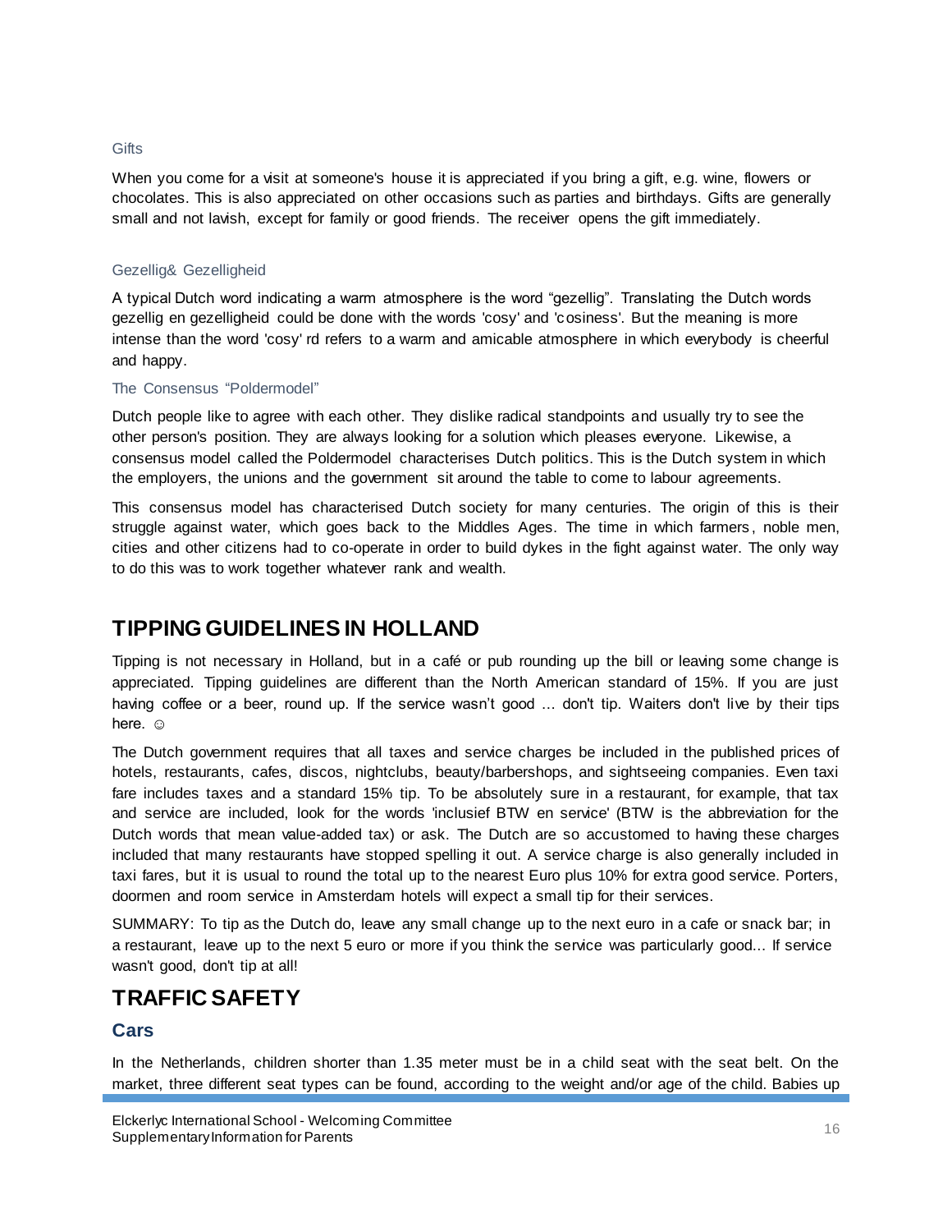### Gifts

When you come for a visit at someone's house it is appreciated if you bring a gift, e.g. wine, flowers or chocolates. This is also appreciated on other occasions such as parties and birthdays. Gifts are generally small and not lavish, except for family or good friends. The receiver opens the gift immediately.

### Gezellig& Gezelligheid

A typical Dutch word indicating a warm atmosphere is the word “gezellig”. Translating the Dutch words gezellig en gezelligheid could be done with the words 'cosy' and 'cosiness'. But the meaning is more intense than the word 'cosy' rd refers to a warm and amicable atmosphere in which everybody is cheerful and happy.

### The Consensus “Poldermodel”

Dutch people like to agree with each other. They dislike radical standpoints and usually try to see the other person's position. They are always looking for a solution which pleases everyone. Likewise, a consensus model called the Poldermodel characterises Dutch politics. This is the Dutch system in which the employers, the unions and the government sit around the table to come to labour agreements.

This consensus model has characterised Dutch society for many centuries. The origin of this is their struggle against water, which goes back to the Middles Ages. The time in which farmers, noble men, cities and other citizens had to co-operate in order to build dykes in the fight against water. The only way to do this was to work together whatever rank and wealth.

## TIPPING GUIDELINES IN HOLLAND

Tipping is not necessary in Holland, but in a café or pub rounding up the bill or leaving some change is appreciated. Tipping guidelines are different than the North American standard of 15%. If you are just having coffee or a beer, round up. If the service wasn’t good … don't tip. Waiters don't live by their tips here. ☺

The Dutch government requires that all taxes and service charges be included in the published prices of hotels, restaurants, cafes, discos, nightclubs, beauty/barbershops, and sightseeing companies. Even taxi fare includes taxes and a standard 15% tip. To be absolutely sure in a restaurant, for example, that tax and service are included, look for the words 'inclusief BTW en service' (BTW is the abbreviation for the Dutch words that mean value-added tax) or ask. The Dutch are so accustomed to having these charges included that many restaurants have stopped spelling it out. A service charge is also generally included in taxi fares, but it is usual to round the total up to the nearest Euro plus 10% for extra good service. Porters, doormen and room service in Amsterdam hotels will expect a small tip for their services.

SUMMARY: To tip as the Dutch do, leave any small change up to the next euro in a cafe or snack bar; in a restaurant, leave up to the next 5 euro or more if you think the service was particularly good... If service wasn't good, don't tip at all!

## TRAFFIC SAFETY

### Cars

In the Netherlands, children shorter than 1.35 meter must be in a child seat with the seat belt. On the market, three different seat types can be found, according to the weight and/or age of the child. Babies up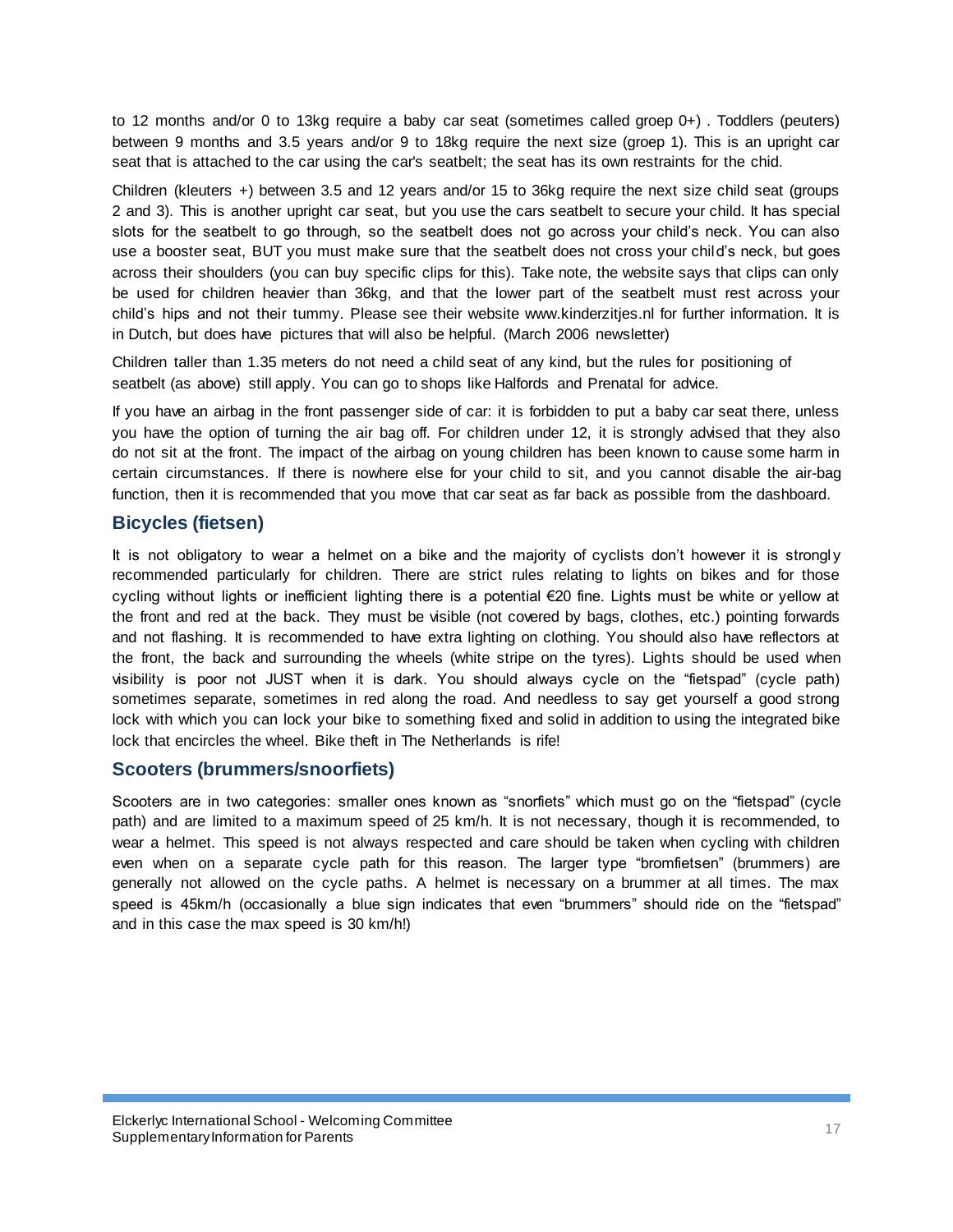to 12 months and/or 0 to 13kg require a baby car seat (sometimes called groep 0+) . Toddlers (peuters) between 9 months and 3.5 years and/or 9 to 18kg require the next size (groep 1). This is an upright car seat that is attached to the car using the car's seatbelt; the seat has its own restraints for the chid.

Children (kleuters +) between 3.5 and 12 years and/or 15 to 36kg require the next size child seat (groups 2 and 3). This is another upright car seat, but you use the cars seatbelt to secure your child. It has special slots for the seatbelt to go through, so the seatbelt does not go across your child's neck. You can also use a booster seat, BUT you must make sure that the seatbelt does not cross your child's neck, but goes across their shoulders (you can buy specific clips for this). Take note, the website says that clips can only be used for children heavier than 36kg, and that the lower part of the seatbelt must rest across your child's hips and not their tummy. Please see their website www.kinderzitjes.nl for further information. It is in Dutch, but does have pictures that will also be helpful. (March 2006 newsletter)

Children taller than 1.35 meters do not need a child seat of any kind, but the rules for positioning of seatbelt (as above) still apply. You can go to shops like Halfords and Prenatal for advice.

If you have an airbag in the front passenger side of car: it is forbidden to put a baby car seat there, unless you have the option of turning the air bag off. For children under 12, it is strongly advised that they also do not sit at the front. The impact of the airbag on young children has been known to cause some harm in certain circumstances. If there is nowhere else for your child to sit, and you cannot disable the air-bag function, then it is recommended that you move that car seat as far back as possible from the dashboard.

## Bicycles (fietsen)

It is not obligatory to wear a helmet on a bike and the majority of cyclists don't however it is strongly recommended particularly for children. There are strict rules relating to lights on bikes and for those cycling without lights or inefficient lighting there is a potential €20 fine. Lights must be white or yellow at the front and red at the back. They must be visible (not covered by bags, clothes, etc.) pointing forwards and not flashing. It is recommended to have extra lighting on clothing. You should also have reflectors at the front, the back and surrounding the wheels (white stripe on the tyres). Lights should be used when visibility is poor not JUST when it is dark. You should always cycle on the "fietspad" (cycle path) sometimes separate, sometimes in red along the road. And needless to say get yourself a good strong lock with which you can lock your bike to something fixed and solid in addition to using the integrated bike lock that encircles the wheel. Bike theft in The Netherlands is rife!

## Scooters (brummers/snoorfiets)

Scooters are in two categories: smaller ones known as "snorfiets" which must go on the "fietspad" (cycle path) and are limited to a maximum speed of 25 km/h. It is not necessary, though it is recommended, to wear a helmet. This speed is not always respected and care should be taken when cycling with children even when on a separate cycle path for this reason. The larger type "bromfietsen" (brummers) are generally not allowed on the cycle paths. A helmet is necessary on a brummer at all times. The max speed is 45km/h (occasionally a blue sign indicates that even "brummers" should ride on the "fietspad" and in this case the max speed is 30 km/h!)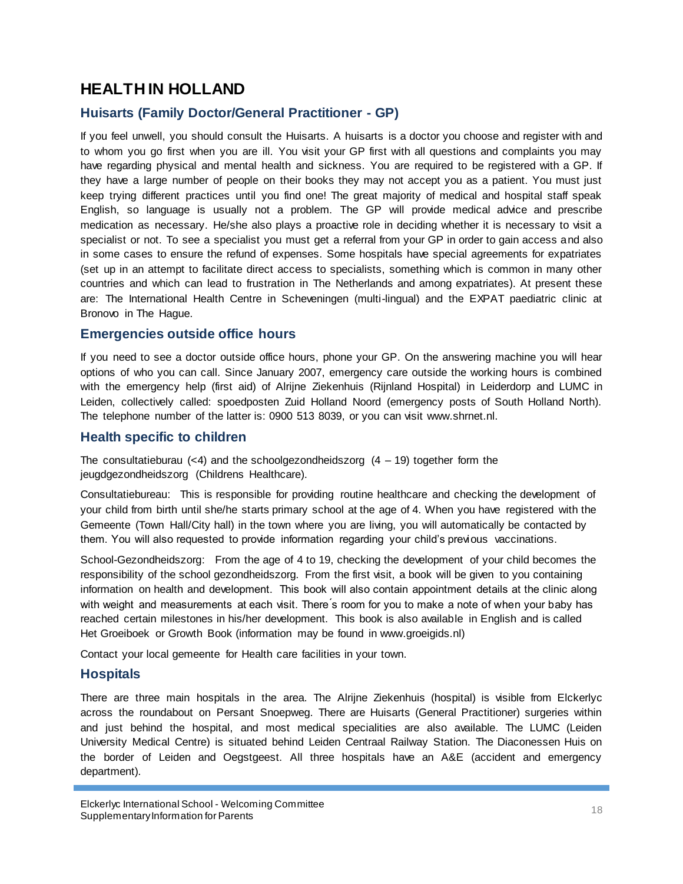# HEALTH IN HOLLAND

## Huisarts (Family Doctor/General Practitioner - GP)

If you feel unwell, you should consult the Huisarts. A huisarts is a doctor you choose and register with and to whom you go first when you are ill. You visit your GP first with all questions and complaints you may have regarding physical and mental health and sickness. You are required to be registered with a GP. If they have a large number of people on their books they may not accept you as a patient. You must just keep trying different practices until you find one! The great majority of medical and hospital staff speak English, so language is usually not a problem. The GP will provide medical advice and prescribe medication as necessary. He/she also plays a proactive role in deciding whether it is necessary to visit a specialist or not. To see a specialist you must get a referral from your GP in order to gain access and also in some cases to ensure the refund of expenses. Some hospitals have special agreements for expatriates (set up in an attempt to facilitate direct access to specialists, something which is common in many other countries and which can lead to frustration in The Netherlands and among expatriates). At present these are: The International Health Centre in Scheveningen (multi-lingual) and the EXPAT paediatric clinic at Bronovo in The Hague.

## Emergencies outside office hours

If you need to see a doctor outside office hours, phone your GP. On the answering machine you will hear options of who you can call. Since January 2007, emergency care outside the working hours is combined with the emergency help (first aid) of Alrijne Ziekenhuis (Rijnland Hospital) in Leiderdorp and LUMC in Leiden, collectively called: spoedposten Zuid Holland Noord (emergency posts of South Holland North). The telephone number of the latter is: 0900 513 8039, or you can visit www.shrnet.nl.

## Health specific to children

The consultatieburau (<4) and the schoolgezondheidszorg (4 – 19) together form the jeugdgezondheidszorg (Childrens Healthcare).

Consultatiebureau: This is responsible for providing routine healthcare and checking the development of your child from birth until she/he starts primary school at the age of 4. When you have registered with the Gemeente (Town Hall/City hall) in the town where you are living, you will automatically be contacted by them. You will also requested to provide information regarding your child's previous vaccinations.

School-Gezondheidszorg: From the age of 4 to 19, checking the development of your child becomes the responsibility of the school gezondheidszorg. From the first visit, a book will be given to you containing information on health and development. This book will also contain appointment details at the clinic along with weight and measurements at each visit. There´s room for you to make a note of when your baby has reached certain milestones in his/her development. This book is also available in English and is called Het Groeiboek or Growth Book (information may be found in www.groeigids.nl)

Contact your local gemeente for Health care facilities in your town.

## Hospitals

There are three main hospitals in the area. The Alrijne Ziekenhuis (hospital) is visible from Elckerlyc across the roundabout on Persant Snoepweg. There are Huisarts (General Practitioner) surgeries within and just behind the hospital, and most medical specialities are also available. The LUMC (Leiden University Medical Centre) is situated behind Leiden Centraal Railway Station. The Diaconessen Huis on the border of Leiden and Oegstgeest. All three hospitals have an A&E (accident and emergency department).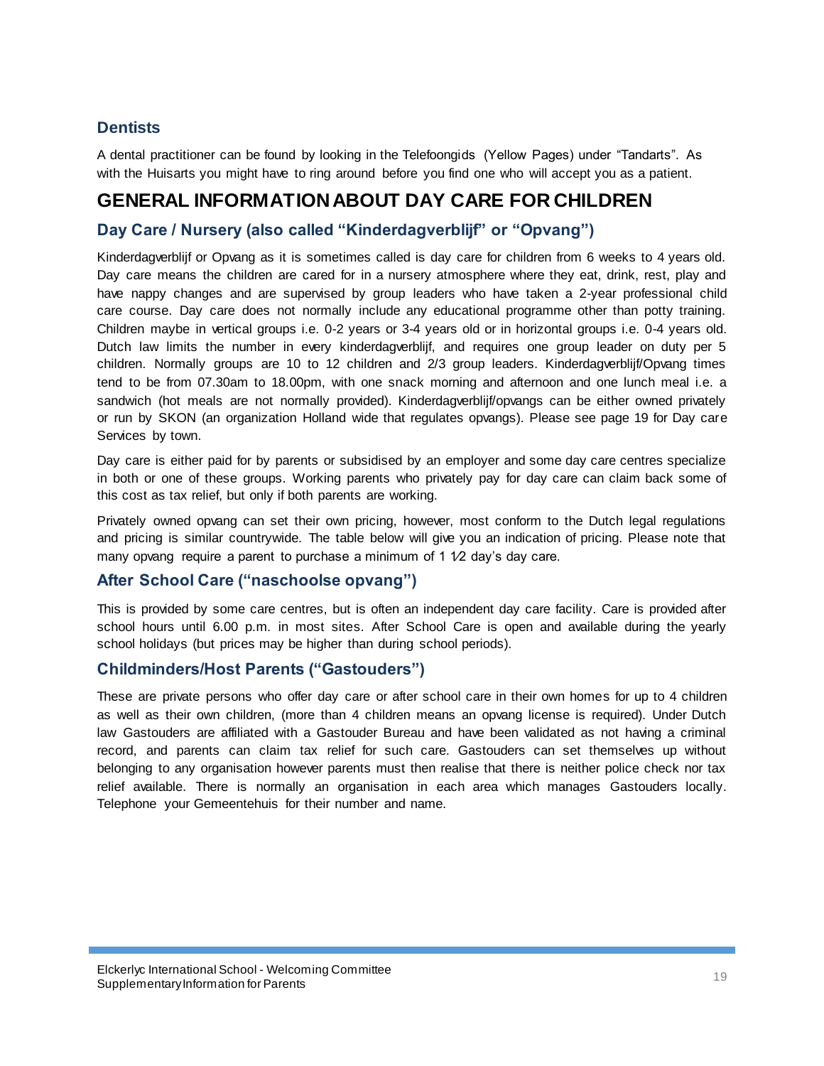### Dentists

A dental practitioner can be found by looking in the Telefoongids (Yellow Pages) under "Tandarts". As with the Huisarts you might have to ring around before you find one who will accept you as a patient.

## GENERAL INFORMATION ABOUT DAY CARE FOR CHILDREN

### Day Care / Nursery (also called "Kinderdagverblijf" or "Opvang")

Kinderdagverblijf or Opvang as it is sometimes called is day care for children from 6 weeks to 4 years old. Day care means the children are cared for in a nursery atmosphere where they eat, drink, rest, play and have nappy changes and are supervised by group leaders who have taken a 2-year professional child care course. Day care does not normally include any educational programme other than potty training. Children maybe in vertical groups i.e. 0-2 years or 3-4 years old or in horizontal groups i.e. 0-4 years old. Dutch law limits the number in every kinderdagverblijf, and requires one group leader on duty per 5 children. Normally groups are 10 to 12 children and 2/3 group leaders. Kinderdagverblijf/Opvang times tend to be from 07.30am to 18.00pm, with one snack morning and afternoon and one lunch meal i.e. a sandwich (hot meals are not normally provided). Kinderdagverblijf/opvangs can be either owned privately or run by SKON (an organization Holland wide that regulates opvangs). Please see page 19 for Day care Services by town.

Day care is either paid for by parents or subsidised by an employer and some day care centres specialize in both or one of these groups. Working parents who privately pay for day care can claim back some of this cost as tax relief, but only if both parents are working.

Privately owned opvang can set their own pricing, however, most conform to the Dutch legal regulations and pricing is similar countrywide. The table below will give you an indication of pricing. Please note that many opvang require a parent to purchase a minimum of 1 1⁄2 day's day care.

### After School Care ("naschoolse opvang")

This is provided by some care centres, but is often an independent day care facility. Care is provided after school hours until 6.00 p.m. in most sites. After School Care is open and available during the yearly school holidays (but prices may be higher than during school periods).

### Childminders/Host Parents ("Gastouders")

These are private persons who offer day care or after school care in their own homes for up to 4 children as well as their own children, (more than 4 children means an opvang license is required). Under Dutch law Gastouders are affiliated with a Gastouder Bureau and have been validated as not having a criminal record, and parents can claim tax relief for such care. Gastouders can set themselves up without belonging to any organisation however parents must then realise that there is neither police check nor tax relief available. There is normally an organisation in each area which manages Gastouders locally. Telephone your Gemeentehuis for their number and name.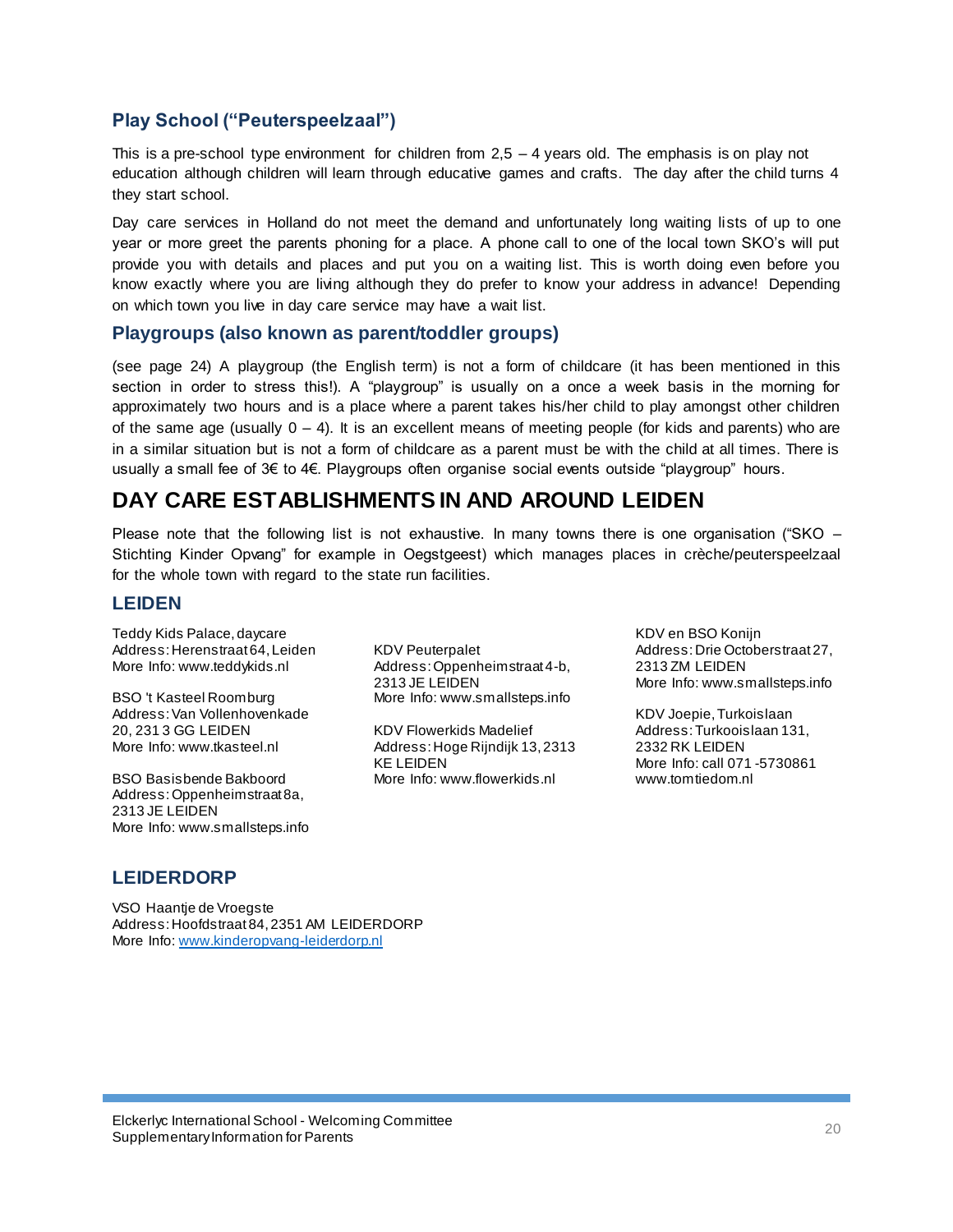### Play School ("Peuterspeelzaal")

This is a pre-school type environment for children from 2,5 – 4 years old. The emphasis is on play not education although children will learn through educative games and crafts. The day after the child turns 4 they start school.

Day care services in Holland do not meet the demand and unfortunately long waiting lists of up to one year or more greet the parents phoning for a place. A phone call to one of the local town SKO's will put provide you with details and places and put you on a waiting list. This is worth doing even before you know exactly where you are living although they do prefer to know your address in advance! Depending on which town you live in day care service may have a wait list.

### Playgroups (also known as parent/toddler groups)

(see page 24) A playgroup (the English term) is not a form of childcare (it has been mentioned in this section in order to stress this!). A "playgroup" is usually on a once a week basis in the morning for approximately two hours and is a place where a parent takes his/her child to play amongst other children of the same age (usually 0 – 4). It is an excellent means of meeting people (for kids and parents) who are in a similar situation but is not a form of childcare as a parent must be with the child at all times. There is usually a small fee of 3€ to 4€. Playgroups often organise social events outside "playgroup" hours.

## DAY CARE ESTABLISHMENTS IN AND AROUND LEIDEN

Please note that the following list is not exhaustive. In many towns there is one organisation ("SKO – Stichting Kinder Opvang" for example in Oegstgeest) which manages places in crèche/peuterspeelzaal for the whole town with regard to the state run facilities.

### LEIDEN

Teddy Kids Palace, daycare
Address: Herenstraat 64, Leiden
More Info: www.teddykids.nl

BSO 't Kasteel Roomburg
Address: Van Vollenhovenkade 20, 2313 GG LEIDEN
More Info: www.tkasteel.nl

BSO Basisbende Bakboord
Address: Oppenheimstraat 8a, 2313 JE LEIDEN
More Info: www.smallsteps.info

KDV Peuterpalet
Address: Oppenheimstraat 4-b, 2313 JE LEIDEN
More Info: www.smallsteps.info

KDV Flowerkids Madelief
Address: Hoge Rijndijk 13, 2313 KE LEIDEN
More Info: www.flowerkids.nl

KDV en BSO Konijn
Address: Drie Octoberstraat 27, 2313 ZM LEIDEN
More Info: www.smallsteps.info

KDV Joepie, Turkoislaan
Address: Turkooislaan 131, 2332 RK LEIDEN
More Info: call 071-5730861
www.tomtiedom.nl

### LEIDERDORP

VSO Haantje de Vroegste
Address: Hoofdstraat 84, 2351 AM LEIDERDORP
More Info: [www.kinderopvang-leiderdorp.nl](www.kinderopvang-leiderdorp.nl)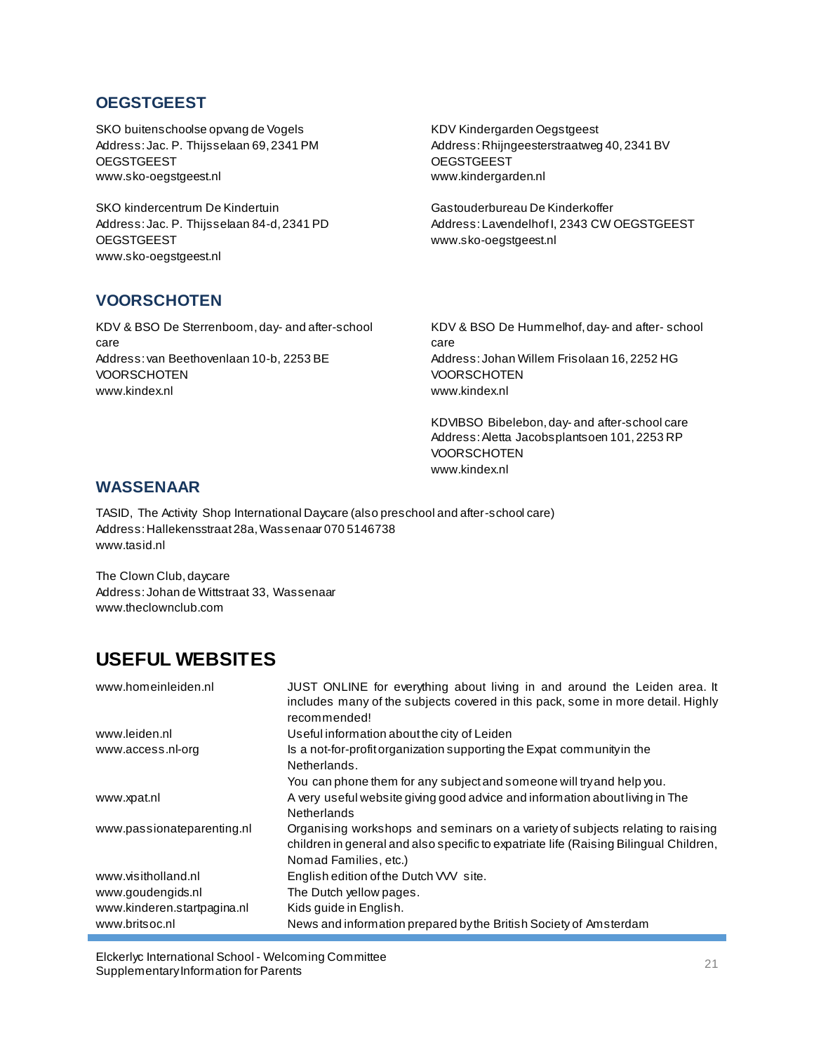### OEGSTGEEST

SKO buitenschoolse opvang de Vogels
Address: Jac. P. Thijsselaan 69, 2341 PM
OEGSTGEEST
www.sko-oegstgeest.nl

SKO kindercentrum De Kindertuin
Address: Jac. P. Thijsselaan 84-d, 2341 PD
OEGSTGEEST
www.sko-oegstgeest.nl

KDV Kindergarden Oegstgeest
Address: Rhijngeesterstraatweg 40, 2341 BV
OEGSTGEEST
www.kindergarden.nl

Gastouderbureau De Kinderkoffer
Address: Lavendelhof I, 2343 CW OEGSTGEEST
www.sko-oegstgeest.nl

### VOORSCHOTEN

KDV & BSO De Sterrenboom, day- and after-school care
Address: van Beethovenlaan 10-b, 2253 BE
VOORSCHOTEN
www.kindex.nl

KDV & BSO De Hummelhof, day- and after- school care
Address: Johan Willem Frisolaan 16, 2252 HG
VOORSCHOTEN
www.kindex.nl

KDVBSO Bibelebon, day- and after-school care
Address: Aletta Jacobsplantsoen 101, 2253 RP
VOORSCHOTEN
www.kindex.nl

### WASSENAAR

TASID, The Activity Shop International Daycare (also preschool and after-school care)
Address: Hallekensstraat 28a, Wassenaar 070 5146738
www.tasid.nl

The Clown Club, daycare
Address: Johan de Wittstraat 33, Wassenaar
www.theclownclub.com

## USEFUL WEBSITES

| | |
|---|---|
| www.homeinleiden.nl | JUST ONLINE for everything about living in and around the Leiden area. It includes many of the subjects covered in this pack, some in more detail. Highly recommended! |
| www.leiden.nl | Useful information about the city of Leiden |
| www.access.nl-org | Is a not-for-profit organization supporting the Expat community in the Netherlands. You can phone them for any subject and someone will try and help you. |
| www.xpat.nl | A very useful website giving good advice and information about living in The Netherlands |
| www.passionateparenting.nl | Organising workshops and seminars on a variety of subjects relating to raising children in general and also specific to expatriate life (Raising Bilingual Children, Nomad Families, etc.) |
| www.visitholland.nl | English edition of the Dutch VVV site. |
| www.goudengids.nl | The Dutch yellow pages. |
| www.kinderen.startpagina.nl | Kids guide in English. |
| www.britsoc.nl | News and information prepared by the British Society of Amsterdam |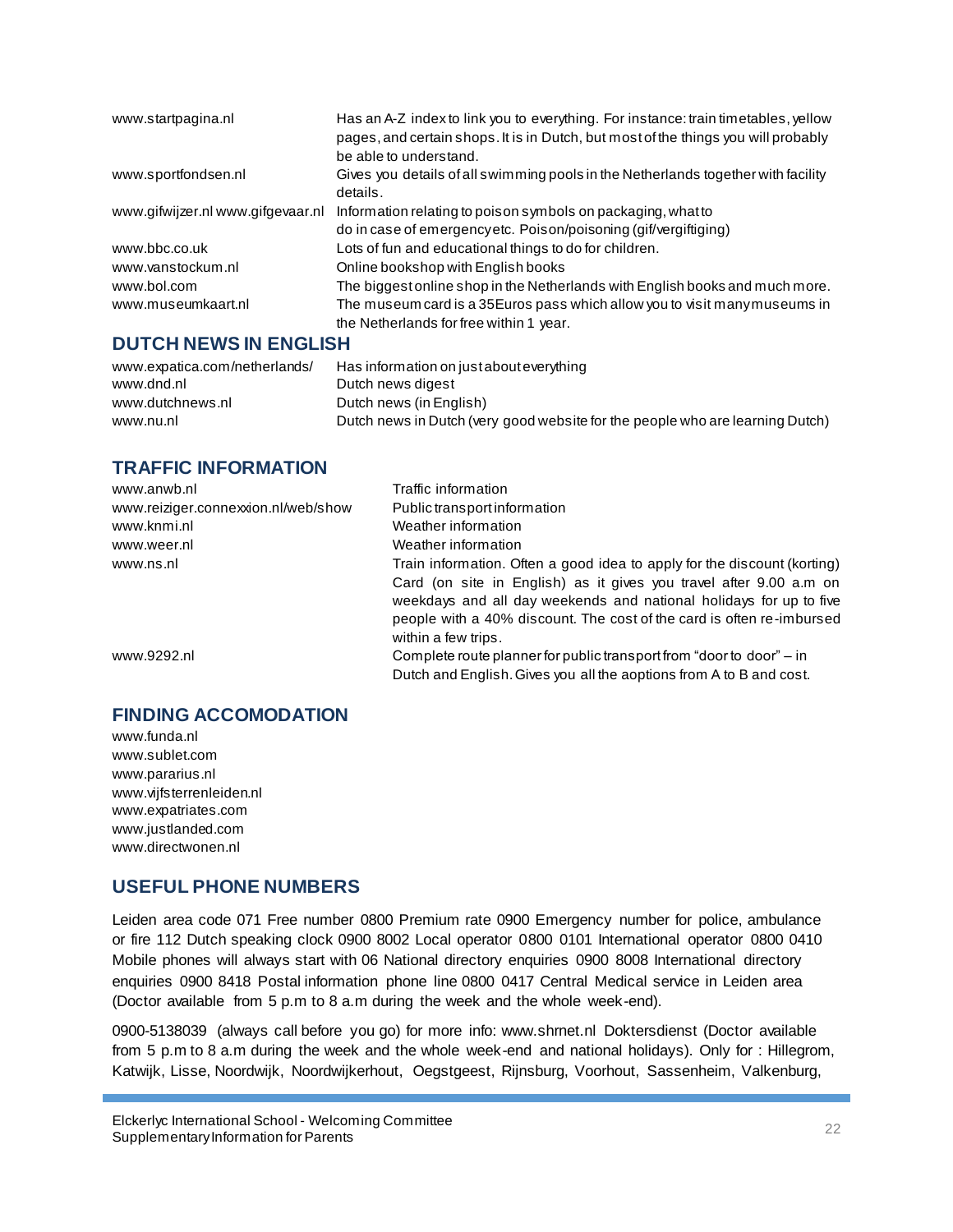| | |
|---|---|
| www.startpagina.nl | Has an A-Z index to link you to everything. For instance: train timetables, yellow pages, and certain shops. It is in Dutch, but most of the things you will probably be able to understand. |
| www.sportfondsen.nl | Gives you details of all swimming pools in the Netherlands together with facility details. |
| www.gifwijzer.nl www.gifgevaar.nl | Information relating to poison symbols on packaging, what to do in case of emergency etc. Poison/poisoning (gif/vergiftiging) |
| www.bbc.co.uk | Lots of fun and educational things to do for children. |
| www.vanstockum.nl | Online bookshop with English books |
| www.bol.com | The biggest online shop in the Netherlands with English books and much more. |
| www.museumkaart.nl | The museum card is a 35Euros pass which allow you to visit many museums in the Netherlands for free within 1 year. |

## DUTCH NEWS IN ENGLISH

| | |
|---|---|
| www.expatica.com/netherlands/ | Has information on just about everything |
| www.dnd.nl | Dutch news digest |
| www.dutchnews.nl | Dutch news (in English) |
| www.nu.nl | Dutch news in Dutch (very good website for the people who are learning Dutch) |

## TRAFFIC INFORMATION

| | |
|---|---|
| www.anwb.nl | Traffic information |
| www.reiziger.connexxion.nl/web/show | Public transport information |
| www.knmi.nl | Weather information |
| www.weer.nl | Weather information |
| www.ns.nl | Train information. Often a good idea to apply for the discount (korting) Card (on site in English) as it gives you travel after 9.00 a.m on weekdays and all day weekends and national holidays for up to five people with a 40% discount. The cost of the card is often re-imbursed within a few trips. |
| www.9292.nl | Complete route planner for public transport from "door to door" – in Dutch and English. Gives you all the aoptions from A to B and cost. |

## FINDING ACCOMODATION

www.funda.nl
www.sublet.com
www.pararius.nl
www.vijfsterrenleiden.nl
www.expatriates.com
www.justlanded.com
www.directwonen.nl

## USEFUL PHONE NUMBERS

Leiden area code 071 Free number 0800 Premium rate 0900 Emergency number for police, ambulance or fire 112 Dutch speaking clock 0900 8002 Local operator 0800 0101 International operator 0800 0410 Mobile phones will always start with 06 National directory enquiries 0900 8008 International directory enquiries 0900 8418 Postal information phone line 0800 0417 Central Medical service in Leiden area (Doctor available from 5 p.m to 8 a.m during the week and the whole week-end).

0900-5138039 (always call before you go) for more info: www.shrnet.nl Doktersdienst (Doctor available from 5 p.m to 8 a.m during the week and the whole week-end and national holidays). Only for : Hillegrom, Katwijk, Lisse, Noordwijk, Noordwijkerhout, Oegstgeest, Rijnsburg, Voorhout, Sassenheim, Valkenburg,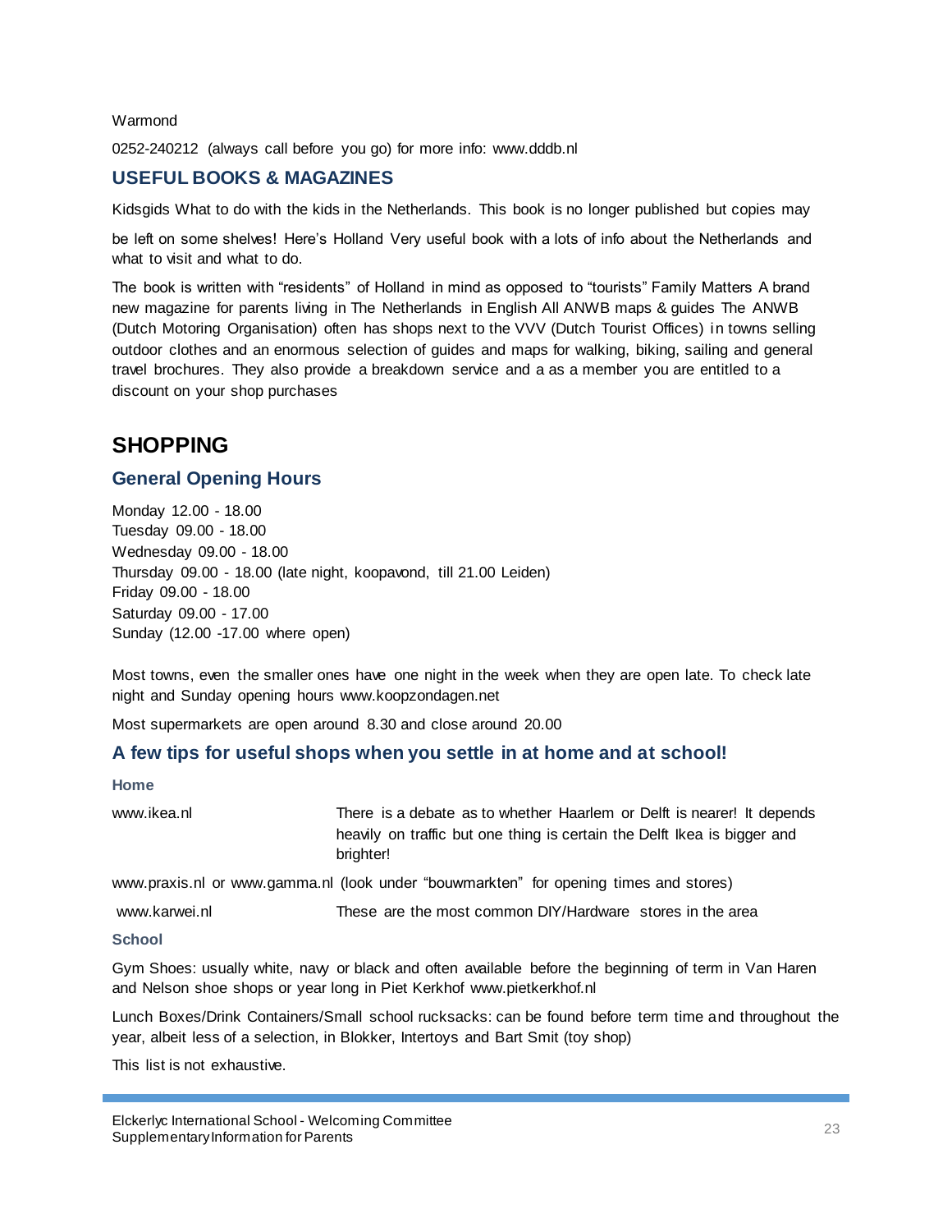Warmond

0252-240212 (always call before you go) for more info: www.dddb.nl

## USEFUL BOOKS & MAGAZINES

Kidsgids What to do with the kids in the Netherlands. This book is no longer published but copies may

be left on some shelves! Here's Holland Very useful book with a lots of info about the Netherlands and what to visit and what to do.

The book is written with "residents" of Holland in mind as opposed to "tourists" Family Matters A brand new magazine for parents living in The Netherlands in English All ANWB maps & guides The ANWB (Dutch Motoring Organisation) often has shops next to the VVV (Dutch Tourist Offices) in towns selling outdoor clothes and an enormous selection of guides and maps for walking, biking, sailing and general travel brochures. They also provide a breakdown service and a as a member you are entitled to a discount on your shop purchases

# SHOPPING

## General Opening Hours

Monday 12.00 - 18.00
Tuesday 09.00 - 18.00
Wednesday 09.00 - 18.00
Thursday 09.00 - 18.00 (late night, koopavond, till 21.00 Leiden)
Friday 09.00 - 18.00
Saturday 09.00 - 17.00
Sunday (12.00 -17.00 where open)

Most towns, even the smaller ones have one night in the week when they are open late. To check late night and Sunday opening hours www.koopzondagen.net

Most supermarkets are open around 8.30 and close around 20.00

## A few tips for useful shops when you settle in at home and at school!

### Home

www.ikea.nl — There is a debate as to whether Haarlem or Delft is nearer! It depends heavily on traffic but one thing is certain the Delft Ikea is bigger and brighter!

www.praxis.nl or www.gamma.nl (look under "bouwmarkten" for opening times and stores)

www.karwei.nl — These are the most common DIY/Hardware stores in the area

### School

Gym Shoes: usually white, navy or black and often available before the beginning of term in Van Haren and Nelson shoe shops or year long in Piet Kerkhof www.pietkerkhof.nl

Lunch Boxes/Drink Containers/Small school rucksacks: can be found before term time and throughout the year, albeit less of a selection, in Blokker, Intertoys and Bart Smit (toy shop)

This list is not exhaustive.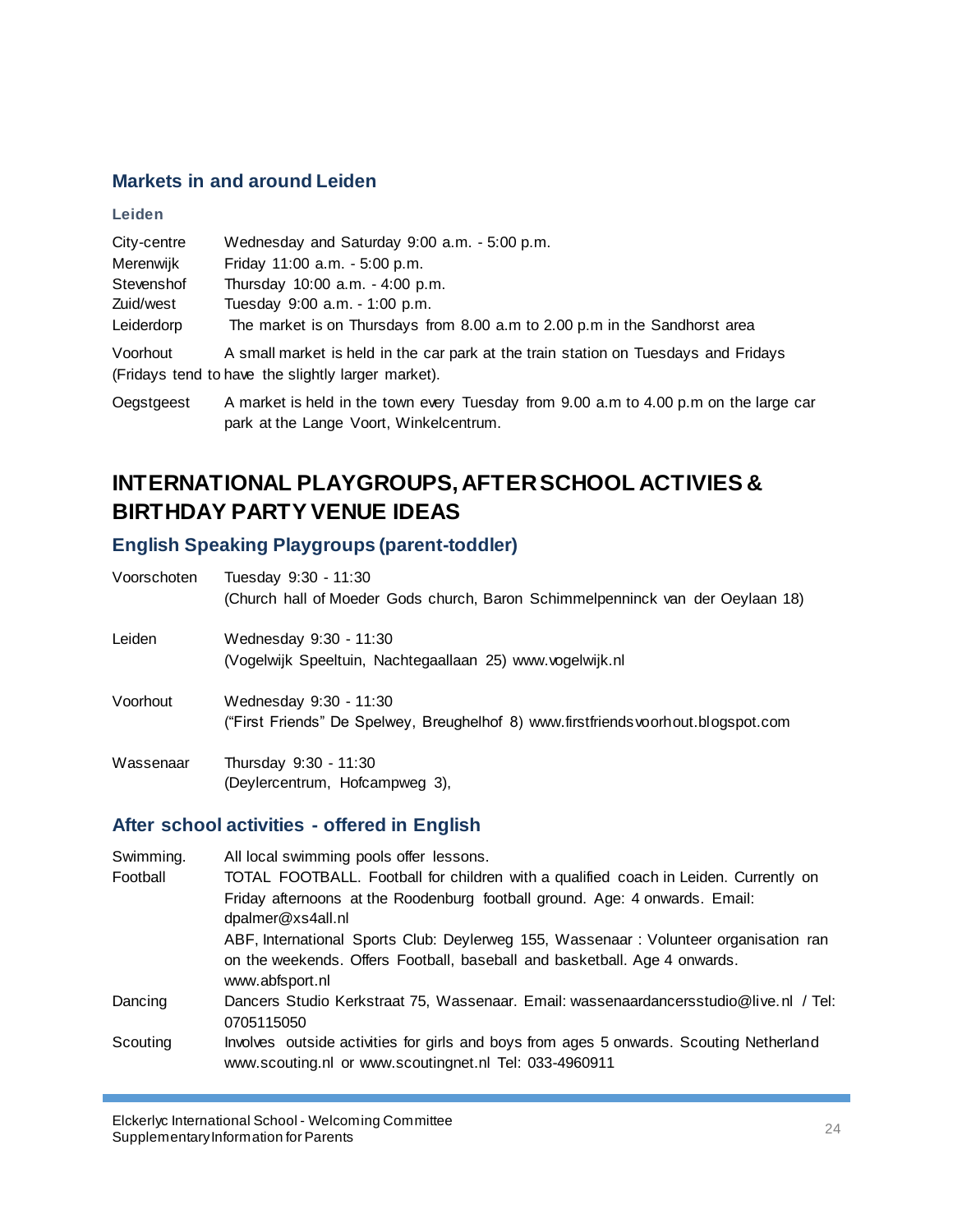### Markets in and around Leiden

**Leiden**

| | |
|---|---|
| City-centre | Wednesday and Saturday 9:00 a.m. - 5:00 p.m. |
| Merenwijk | Friday 11:00 a.m. - 5:00 p.m. |
| Stevenshof | Thursday 10:00 a.m. - 4:00 p.m. |
| Zuid/west | Tuesday 9:00 a.m. - 1:00 p.m. |
| Leiderdorp | The market is on Thursdays from 8.00 a.m to 2.00 p.m in the Sandhorst area |
| Voorhout | A small market is held in the car park at the train station on Tuesdays and Fridays (Fridays tend to have the slightly larger market). |
| Oegstgeest | A market is held in the town every Tuesday from 9.00 a.m to 4.00 p.m on the large car park at the Lange Voort, Winkelcentrum. |

## INTERNATIONAL PLAYGROUPS, AFTER SCHOOL ACTIVIES & BIRTHDAY PARTY VENUE IDEAS

### English Speaking Playgroups (parent-toddler)

| | |
|---|---|
| Voorschoten | Tuesday 9:30 - 11:30<br>(Church hall of Moeder Gods church, Baron Schimmelpenninck van der Oeylaan 18) |
| Leiden | Wednesday 9:30 - 11:30<br>(Vogelwijk Speeltuin, Nachtegaallaan 25) www.vogelwijk.nl |
| Voorhout | Wednesday 9:30 - 11:30<br>("First Friends" De Spelwey, Breughelhof 8) www.firstfriendsvoorhout.blogspot.com |
| Wassenaar | Thursday 9:30 - 11:30<br>(Deylercentrum, Hofcampweg 3), |

### After school activities - offered in English

| | |
|---|---|
| Swimming. | All local swimming pools offer lessons. |
| Football | TOTAL FOOTBALL. Football for children with a qualified coach in Leiden. Currently on Friday afternoons at the Roodenburg football ground. Age: 4 onwards. Email: dpalmer@xs4all.nl<br>ABF, International Sports Club: Deylerweg 155, Wassenaar : Volunteer organisation ran on the weekends. Offers Football, baseball and basketball. Age 4 onwards. www.abfsport.nl |
| Dancing | Dancers Studio Kerkstraat 75, Wassenaar. Email: wassenaardancersstudio@live.nl / Tel: 0705115050 |
| Scouting | Involves outside activities for girls and boys from ages 5 onwards. Scouting Netherland www.scouting.nl or www.scoutingnet.nl Tel: 033-4960911 |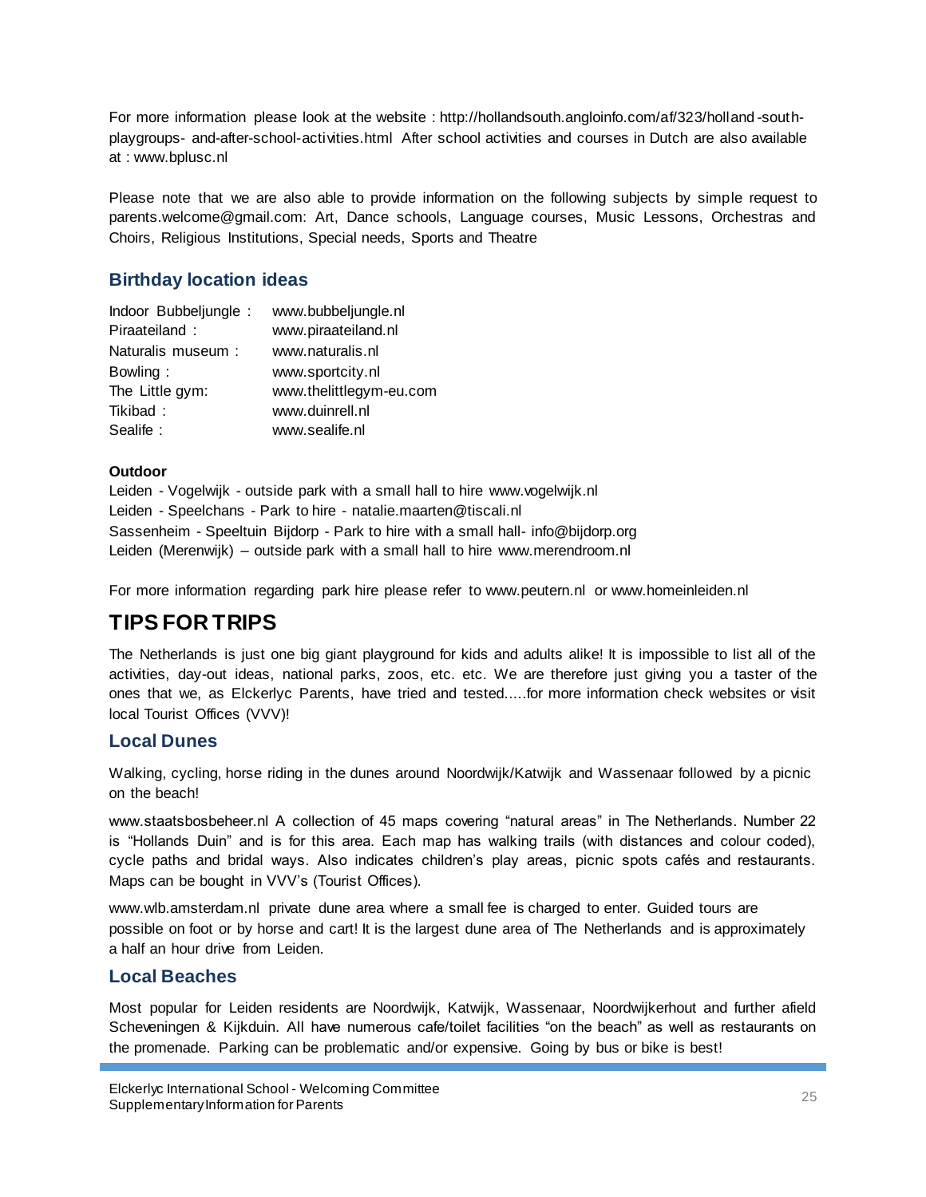For more information please look at the website : http://hollandsouth.angloinfo.com/af/323/holland-south-playgroups- and-after-school-activities.html After school activities and courses in Dutch are also available at : www.bplusc.nl

Please note that we are also able to provide information on the following subjects by simple request to parents.welcome@gmail.com: Art, Dance schools, Language courses, Music Lessons, Orchestras and Choirs, Religious Institutions, Special needs, Sports and Theatre

### Birthday location ideas

| | |
|---|---|
| Indoor Bubbeljungle : | www.bubbeljungle.nl |
| Piraateiland : | www.piraateiland.nl |
| Naturalis museum : | www.naturalis.nl |
| Bowling : | www.sportcity.nl |
| The Little gym: | www.thelittlegym-eu.com |
| Tikibad : | www.duinrell.nl |
| Sealife : | www.sealife.nl |

**Outdoor**

Leiden - Vogelwijk - outside park with a small hall to hire www.vogelwijk.nl
Leiden - Speelchans - Park to hire - natalie.maarten@tiscali.nl
Sassenheim - Speeltuin Bijdorp - Park to hire with a small hall- info@bijdorp.org
Leiden (Merenwijk) – outside park with a small hall to hire www.merendroom.nl

For more information regarding park hire please refer to www.peutern.nl or www.homeinleiden.nl

## TIPS FOR TRIPS

The Netherlands is just one big giant playground for kids and adults alike! It is impossible to list all of the activities, day-out ideas, national parks, zoos, etc. etc. We are therefore just giving you a taster of the ones that we, as Elckerlyc Parents, have tried and tested.....for more information check websites or visit local Tourist Offices (VVV)!

### Local Dunes

Walking, cycling, horse riding in the dunes around Noordwijk/Katwijk and Wassenaar followed by a picnic on the beach!

www.staatsbosbeheer.nl A collection of 45 maps covering “natural areas” in The Netherlands. Number 22 is “Hollands Duin” and is for this area. Each map has walking trails (with distances and colour coded), cycle paths and bridal ways. Also indicates children’s play areas, picnic spots cafés and restaurants. Maps can be bought in VVV’s (Tourist Offices).

www.wlb.amsterdam.nl private dune area where a small fee is charged to enter. Guided tours are possible on foot or by horse and cart! It is the largest dune area of The Netherlands and is approximately a half an hour drive from Leiden.

### Local Beaches

Most popular for Leiden residents are Noordwijk, Katwijk, Wassenaar, Noordwijkerhout and further afield Scheveningen & Kijkduin. All have numerous cafe/toilet facilities “on the beach” as well as restaurants on the promenade. Parking can be problematic and/or expensive. Going by bus or bike is best!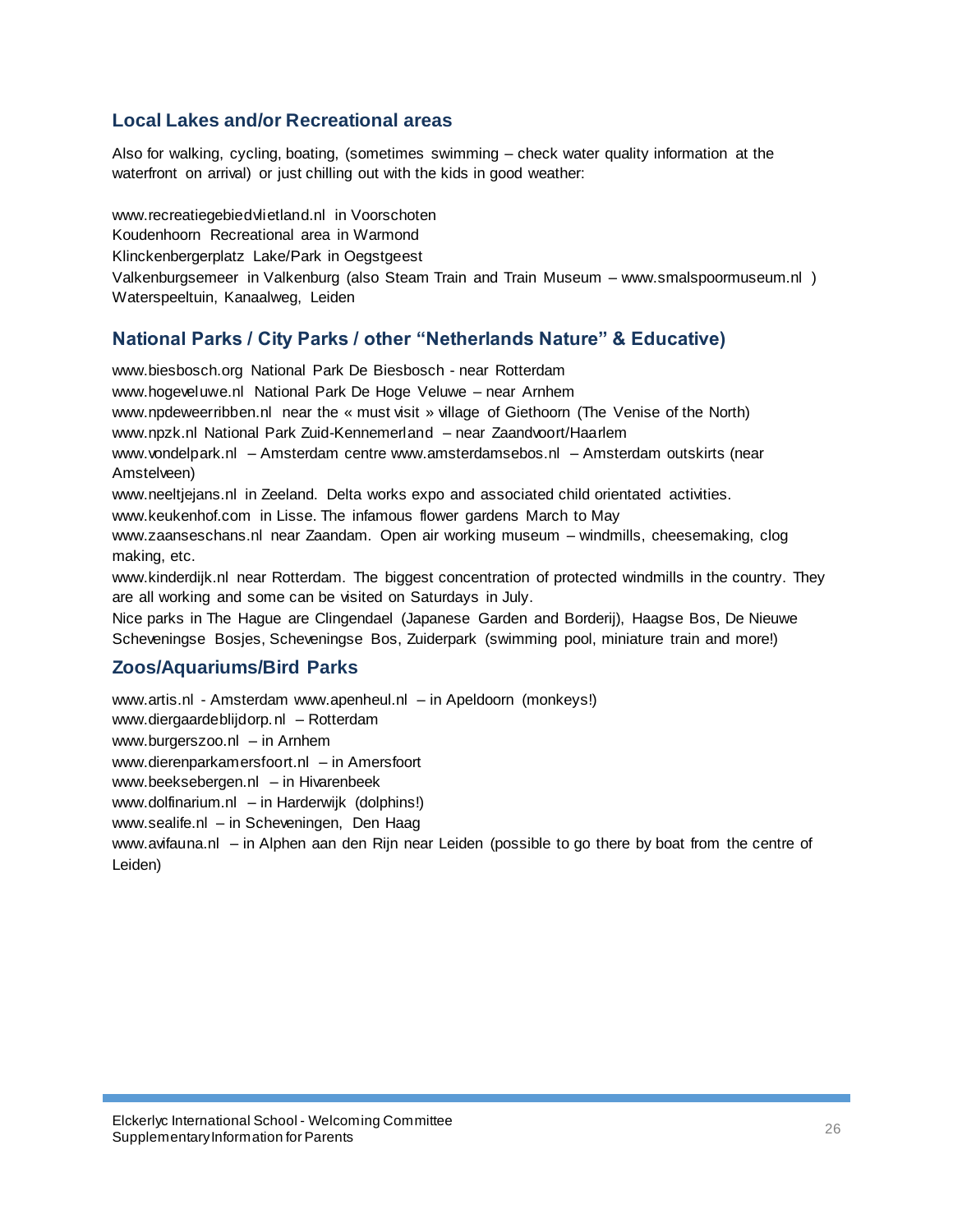## Local Lakes and/or Recreational areas

Also for walking, cycling, boating, (sometimes swimming – check water quality information at the waterfront on arrival) or just chilling out with the kids in good weather:

www.recreatiegebiedvlietland.nl in Voorschoten
Koudenhoorn Recreational area in Warmond
Klinckenbergerplatz Lake/Park in Oegstgeest
Valkenburgsemeer in Valkenburg (also Steam Train and Train Museum – www.smalspoormuseum.nl )
Waterspeeltuin, Kanaalweg, Leiden

## National Parks / City Parks / other "Netherlands Nature" & Educative)

www.biesbosch.org National Park De Biesbosch - near Rotterdam
www.hogeveluwe.nl National Park De Hoge Veluwe – near Arnhem
www.npdeweerribben.nl near the « must visit » village of Giethoorn (The Venise of the North)
www.npzk.nl National Park Zuid-Kennemerland – near Zaandvoort/Haarlem
www.vondelpark.nl – Amsterdam centre www.amsterdamsebos.nl – Amsterdam outskirts (near Amstelveen)
www.neeltjejans.nl in Zeeland. Delta works expo and associated child orientated activities.
www.keukenhof.com in Lisse. The infamous flower gardens March to May
www.zaanseschans.nl near Zaandam. Open air working museum – windmills, cheesemaking, clog making, etc.
www.kinderdijk.nl near Rotterdam. The biggest concentration of protected windmills in the country. They are all working and some can be visited on Saturdays in July.
Nice parks in The Hague are Clingendael (Japanese Garden and Borderij), Haagse Bos, De Nieuwe Scheveningse Bosjes, Scheveningse Bos, Zuiderpark (swimming pool, miniature train and more!)

## Zoos/Aquariums/Bird Parks

www.artis.nl - Amsterdam www.apenheul.nl – in Apeldoorn (monkeys!)
www.diergaardeblijdorp.nl – Rotterdam
www.burgerszoo.nl – in Arnhem
www.dierenparkamersfoort.nl – in Amersfoort
www.beeksebergen.nl – in Hivarenbeek
www.dolfinarium.nl – in Harderwijk (dolphins!)
www.sealife.nl – in Scheveningen, Den Haag
www.avifauna.nl – in Alphen aan den Rijn near Leiden (possible to go there by boat from the centre of Leiden)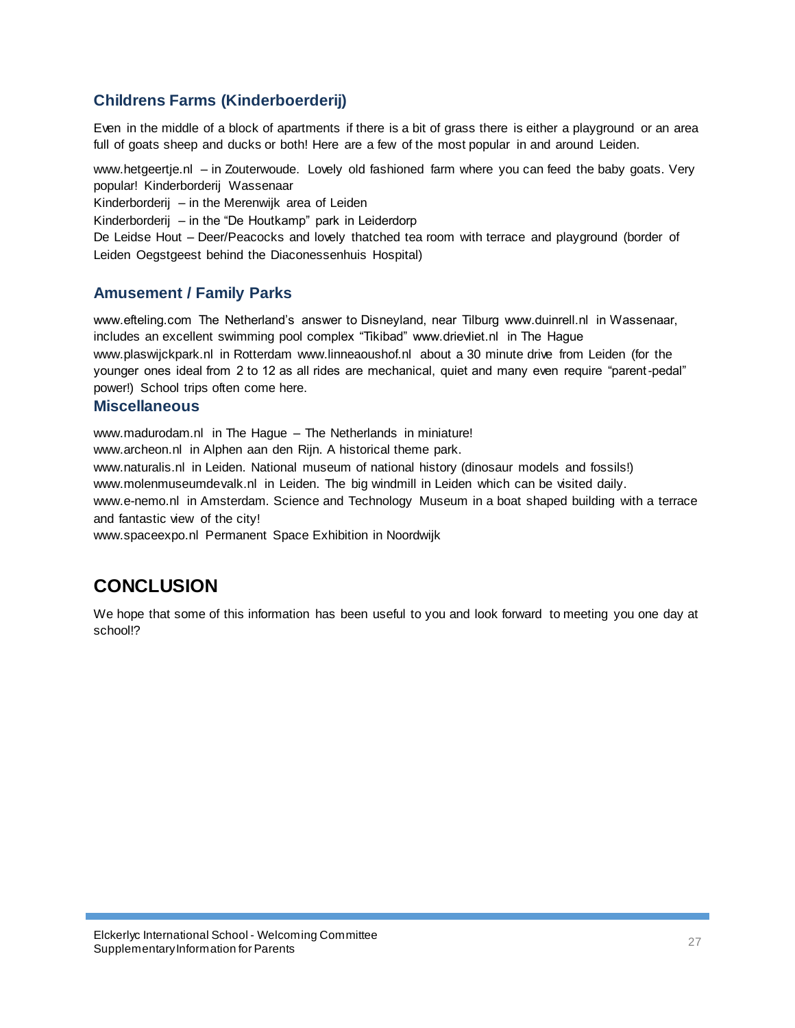### Childrens Farms (Kinderboerderij)

Even in the middle of a block of apartments if there is a bit of grass there is either a playground or an area full of goats sheep and ducks or both! Here are a few of the most popular in and around Leiden.

www.hetgeertje.nl – in Zouterwoude. Lovely old fashioned farm where you can feed the baby goats. Very popular! Kinderborderij Wassenaar
Kinderborderij – in the Merenwijk area of Leiden
Kinderborderij – in the "De Houtkamp" park in Leiderdorp
De Leidse Hout – Deer/Peacocks and lovely thatched tea room with terrace and playground (border of Leiden Oegstgeest behind the Diaconessenhuis Hospital)

### Amusement / Family Parks

www.efteling.com The Netherland's answer to Disneyland, near Tilburg www.duinrell.nl in Wassenaar, includes an excellent swimming pool complex "Tikibad" www.drievliet.nl in The Hague www.plaswijckpark.nl in Rotterdam www.linneaoushof.nl about a 30 minute drive from Leiden (for the younger ones ideal from 2 to 12 as all rides are mechanical, quiet and many even require "parent-pedal" power!) School trips often come here.

### Miscellaneous

www.madurodam.nl in The Hague – The Netherlands in miniature!
www.archeon.nl in Alphen aan den Rijn. A historical theme park.
www.naturalis.nl in Leiden. National museum of national history (dinosaur models and fossils!)
www.molenmuseumdevalk.nl in Leiden. The big windmill in Leiden which can be visited daily.
www.e-nemo.nl in Amsterdam. Science and Technology Museum in a boat shaped building with a terrace and fantastic view of the city!
www.spaceexpo.nl Permanent Space Exhibition in Noordwijk

## CONCLUSION

We hope that some of this information has been useful to you and look forward to meeting you one day at school!?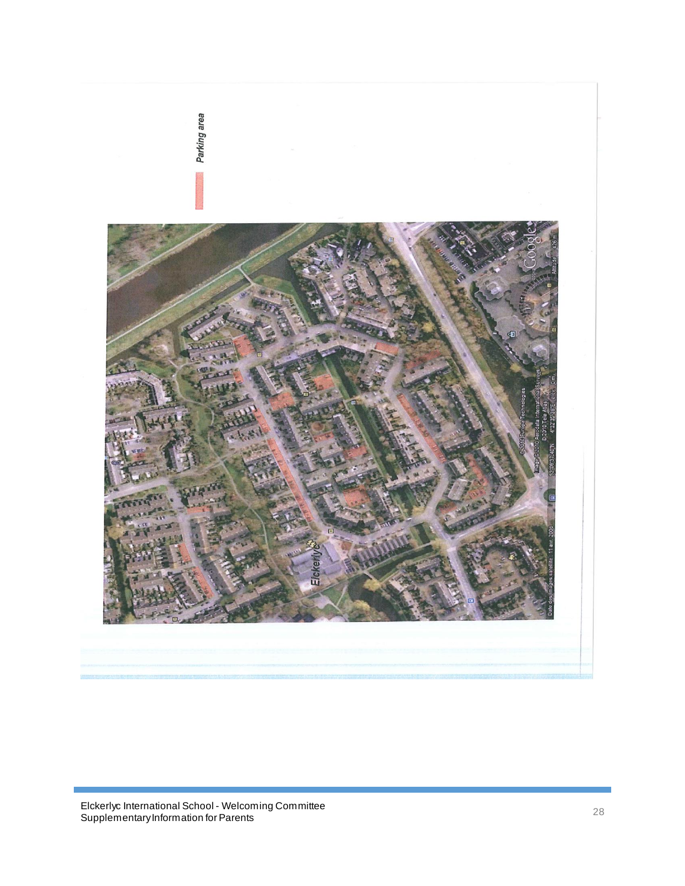*Parking area*